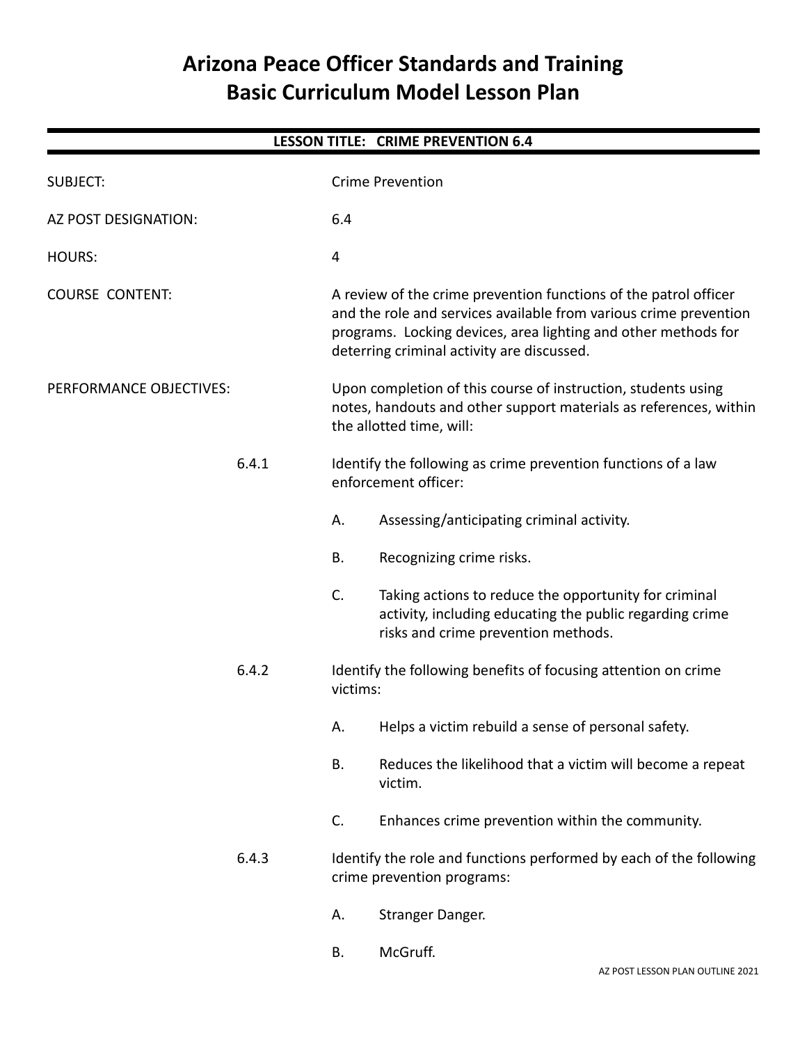# Arizona Peace Officer Standards and Training
# Basic Curriculum Model Lesson Plan

**LESSON TITLE: CRIME PREVENTION 6.4**

SUBJECT: Crime Prevention

AZ POST DESIGNATION: 6.4

HOURS: 4

COURSE CONTENT: A review of the crime prevention functions of the patrol officer and the role and services available from various crime prevention programs. Locking devices, area lighting and other methods for deterring criminal activity are discussed.

PERFORMANCE OBJECTIVES: Upon completion of this course of instruction, students using notes, handouts and other support materials as references, within the allotted time, will:

6.4.1 Identify the following as crime prevention functions of a law enforcement officer:

- A. Assessing/anticipating criminal activity.
- B. Recognizing crime risks.
- C. Taking actions to reduce the opportunity for criminal activity, including educating the public regarding crime risks and crime prevention methods.

6.4.2 Identify the following benefits of focusing attention on crime victims:

- A. Helps a victim rebuild a sense of personal safety.
- B. Reduces the likelihood that a victim will become a repeat victim.
- C. Enhances crime prevention within the community.

6.4.3 Identify the role and functions performed by each of the following crime prevention programs:

- A. Stranger Danger.
- B. McGruff.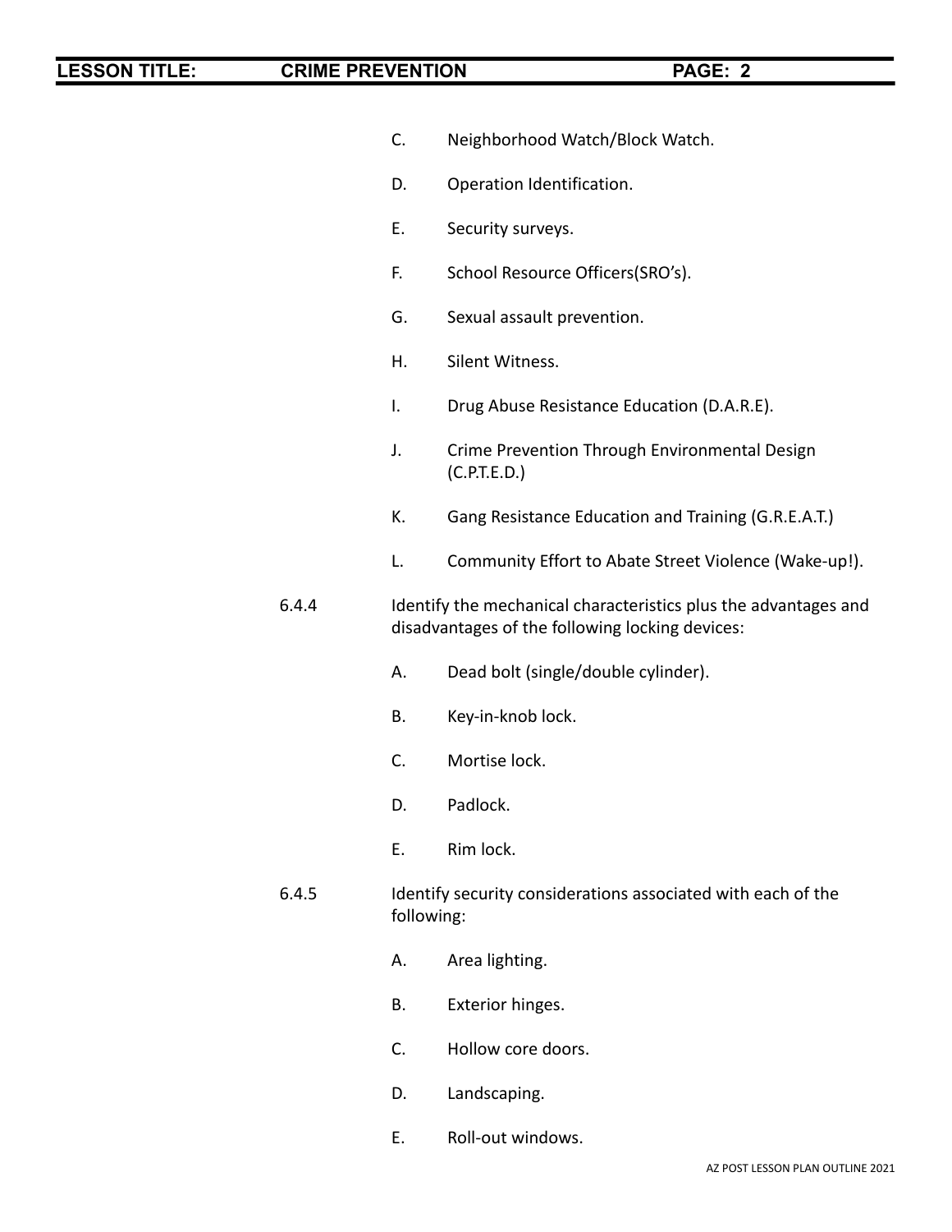C. Neighborhood Watch/Block Watch.

D. Operation Identification.

E. Security surveys.

F. School Resource Officers(SRO's).

G. Sexual assault prevention.

H. Silent Witness.

I. Drug Abuse Resistance Education (D.A.R.E).

J. Crime Prevention Through Environmental Design (C.P.T.E.D.)

K. Gang Resistance Education and Training (G.R.E.A.T.)

L. Community Effort to Abate Street Violence (Wake-up!).

6.4.4 Identify the mechanical characteristics plus the advantages and disadvantages of the following locking devices:

A. Dead bolt (single/double cylinder).

B. Key-in-knob lock.

C. Mortise lock.

D. Padlock.

E. Rim lock.

6.4.5 Identify security considerations associated with each of the following:

A. Area lighting.

B. Exterior hinges.

C. Hollow core doors.

D. Landscaping.

E. Roll-out windows.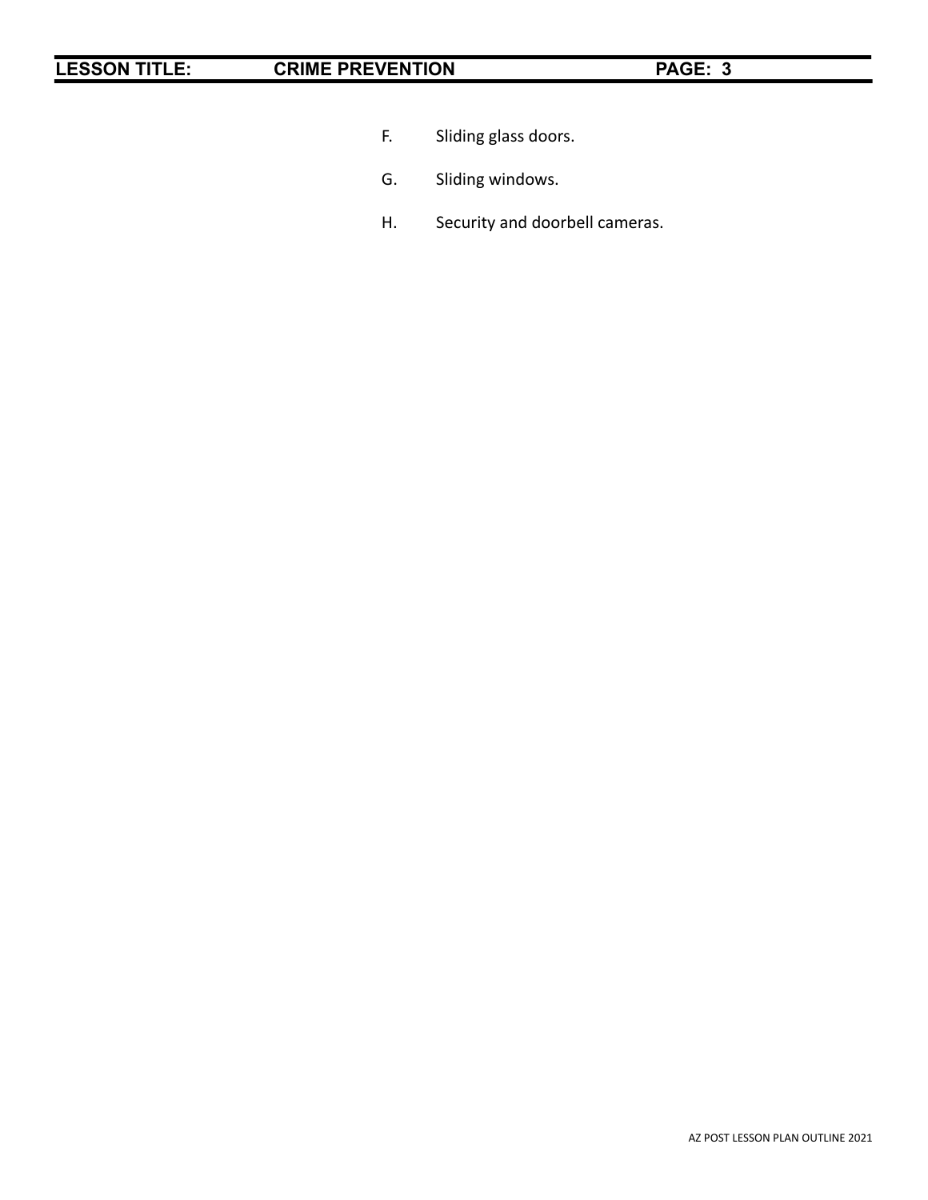F. Sliding glass doors.

G. Sliding windows.

H. Security and doorbell cameras.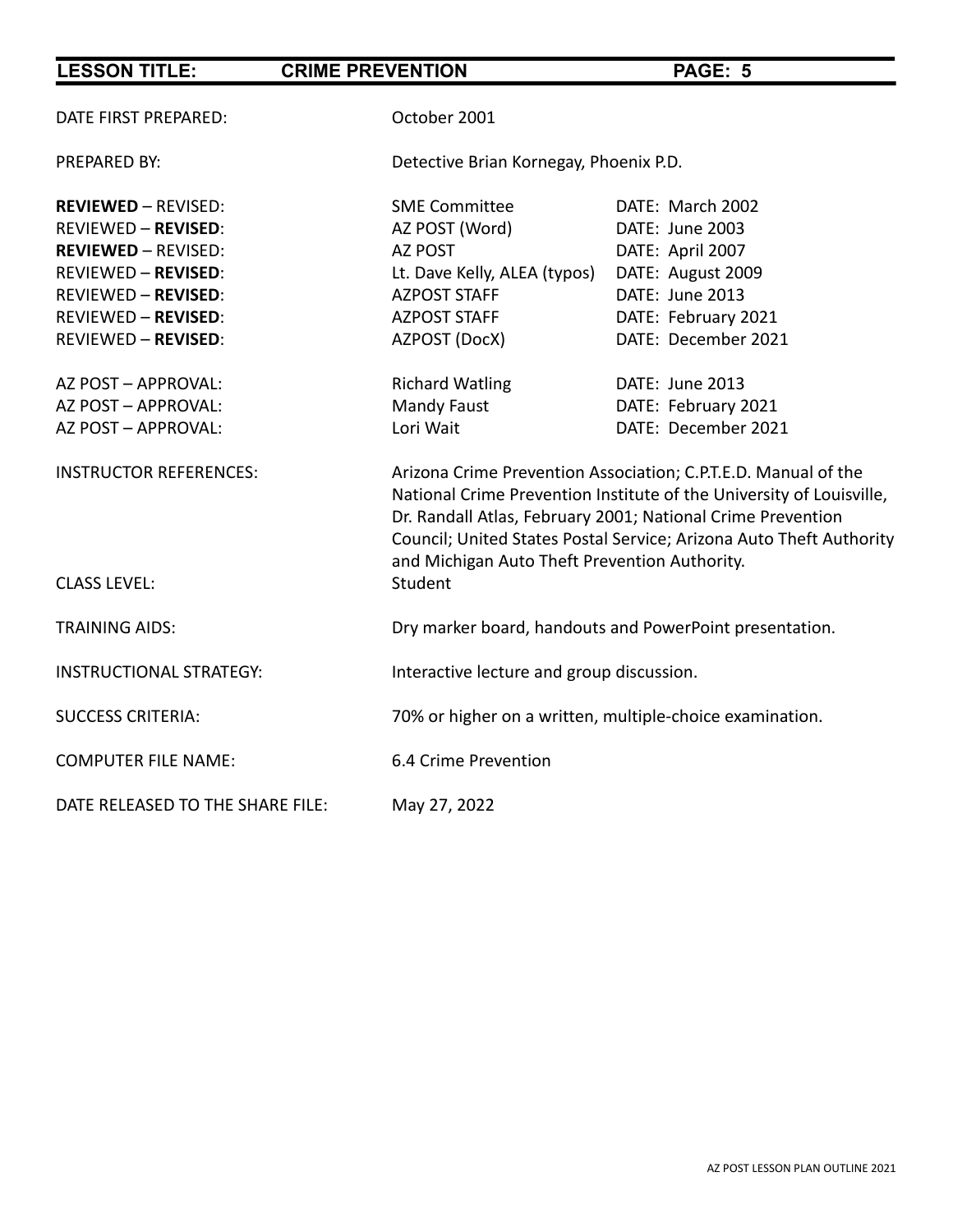| | | |
|---|---|---|
| DATE FIRST PREPARED: | October 2001 | |
| PREPARED BY: | Detective Brian Kornegay, Phoenix P.D. | |
| **REVIEWED** – REVISED: | SME Committee | DATE: March 2002 |
| REVIEWED – **REVISED**: | AZ POST (Word) | DATE: June 2003 |
| **REVIEWED** – REVISED: | AZ POST | DATE: April 2007 |
| REVIEWED – **REVISED**: | Lt. Dave Kelly, ALEA (typos) | DATE: August 2009 |
| REVIEWED – **REVISED**: | AZPOST STAFF | DATE: June 2013 |
| REVIEWED – **REVISED**: | AZPOST STAFF | DATE: February 2021 |
| REVIEWED – **REVISED**: | AZPOST (DocX) | DATE: December 2021 |
| AZ POST – APPROVAL: | Richard Watling | DATE: June 2013 |
| AZ POST – APPROVAL: | Mandy Faust | DATE: February 2021 |
| AZ POST – APPROVAL: | Lori Wait | DATE: December 2021 |
| INSTRUCTOR REFERENCES: | Arizona Crime Prevention Association; C.P.T.E.D. Manual of the National Crime Prevention Institute of the University of Louisville, Dr. Randall Atlas, February 2001; National Crime Prevention Council; United States Postal Service; Arizona Auto Theft Authority and Michigan Auto Theft Prevention Authority. | |
| CLASS LEVEL: | Student | |
| TRAINING AIDS: | Dry marker board, handouts and PowerPoint presentation. | |
| INSTRUCTIONAL STRATEGY: | Interactive lecture and group discussion. | |
| SUCCESS CRITERIA: | 70% or higher on a written, multiple-choice examination. | |
| COMPUTER FILE NAME: | 6.4 Crime Prevention | |
| DATE RELEASED TO THE SHARE FILE: | May 27, 2022 | |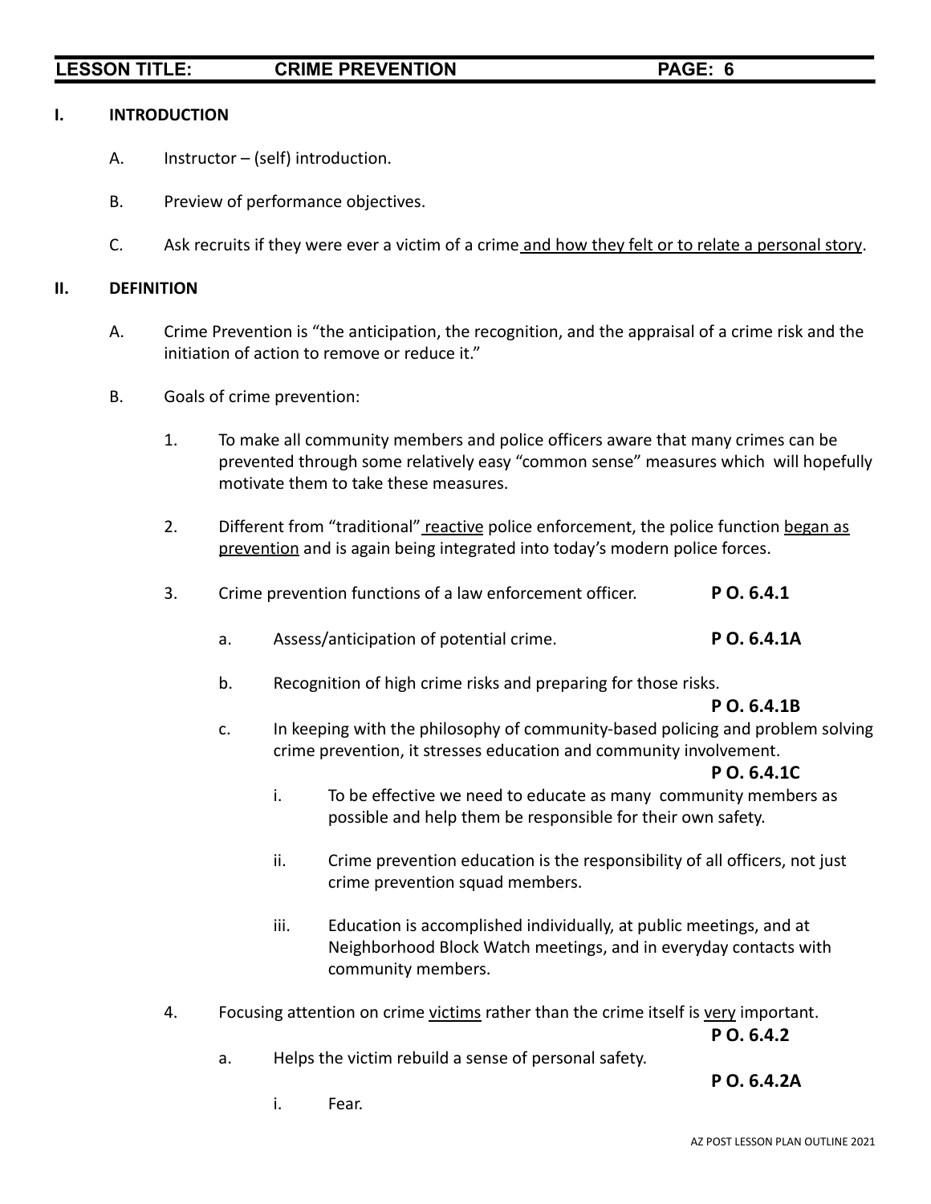## I. INTRODUCTION

A. Instructor – (self) introduction.

B. Preview of performance objectives.

C. Ask recruits if they were ever a victim of a crime and how they felt or to relate a personal story.

## II. DEFINITION

A. Crime Prevention is "the anticipation, the recognition, and the appraisal of a crime risk and the initiation of action to remove or reduce it."

B. Goals of crime prevention:

1. To make all community members and police officers aware that many crimes can be prevented through some relatively easy "common sense" measures which will hopefully motivate them to take these measures.

2. Different from "traditional" reactive police enforcement, the police function began as prevention and is again being integrated into today's modern police forces.

3. Crime prevention functions of a law enforcement officer. **P O. 6.4.1**

   a. Assess/anticipation of potential crime. **P O. 6.4.1A**

   b. Recognition of high crime risks and preparing for those risks. **P O. 6.4.1B**

   c. In keeping with the philosophy of community-based policing and problem solving crime prevention, it stresses education and community involvement. **P O. 6.4.1C**

      i. To be effective we need to educate as many community members as possible and help them be responsible for their own safety.

      ii. Crime prevention education is the responsibility of all officers, not just crime prevention squad members.

      iii. Education is accomplished individually, at public meetings, and at Neighborhood Block Watch meetings, and in everyday contacts with community members.

4. Focusing attention on crime victims rather than the crime itself is very important. **P O. 6.4.2**

   a. Helps the victim rebuild a sense of personal safety. **P O. 6.4.2A**

      i. Fear.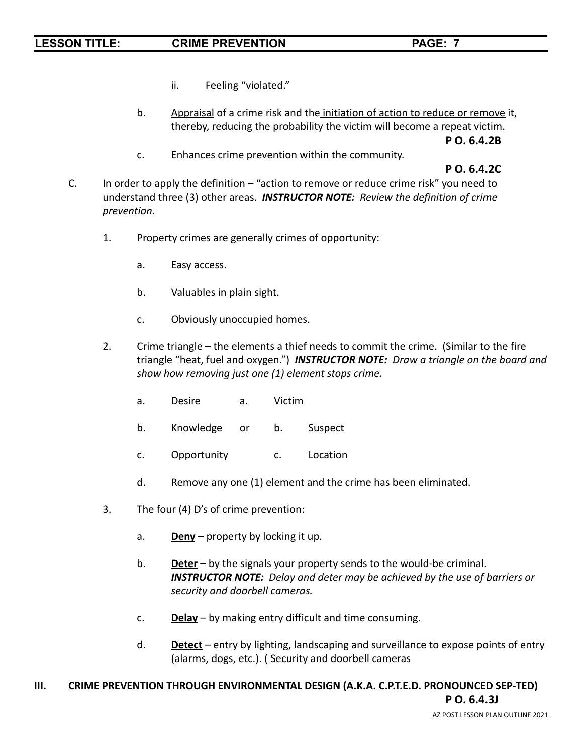ii. Feeling "violated."

b. Appraisal of a crime risk and the initiation of action to reduce or remove it, thereby, reducing the probability the victim will become a repeat victim.

**P O. 6.4.2B**

c. Enhances crime prevention within the community.

**P O. 6.4.2C**

C. In order to apply the definition – "action to remove or reduce crime risk" you need to understand three (3) other areas. ***INSTRUCTOR NOTE:*** *Review the definition of crime prevention.*

1. Property crimes are generally crimes of opportunity:

   a. Easy access.

   b. Valuables in plain sight.

   c. Obviously unoccupied homes.

2. Crime triangle – the elements a thief needs to commit the crime. (Similar to the fire triangle "heat, fuel and oxygen.") ***INSTRUCTOR NOTE:*** *Draw a triangle on the board and show how removing just one (1) element stops crime.*

   a. Desire a. Victim

   b. Knowledge or b. Suspect

   c. Opportunity c. Location

   d. Remove any one (1) element and the crime has been eliminated.

3. The four (4) D's of crime prevention:

   a. **Deny** – property by locking it up.

   b. **Deter** – by the signals your property sends to the would-be criminal. ***INSTRUCTOR NOTE:*** *Delay and deter may be achieved by the use of barriers or security and doorbell cameras.*

   c. **Delay** – by making entry difficult and time consuming.

   d. **Detect** – entry by lighting, landscaping and surveillance to expose points of entry (alarms, dogs, etc.). ( Security and doorbell cameras

## III. CRIME PREVENTION THROUGH ENVIRONMENTAL DESIGN (A.K.A. C.P.T.E.D. PRONOUNCED SEP-TED)

**P O. 6.4.3J**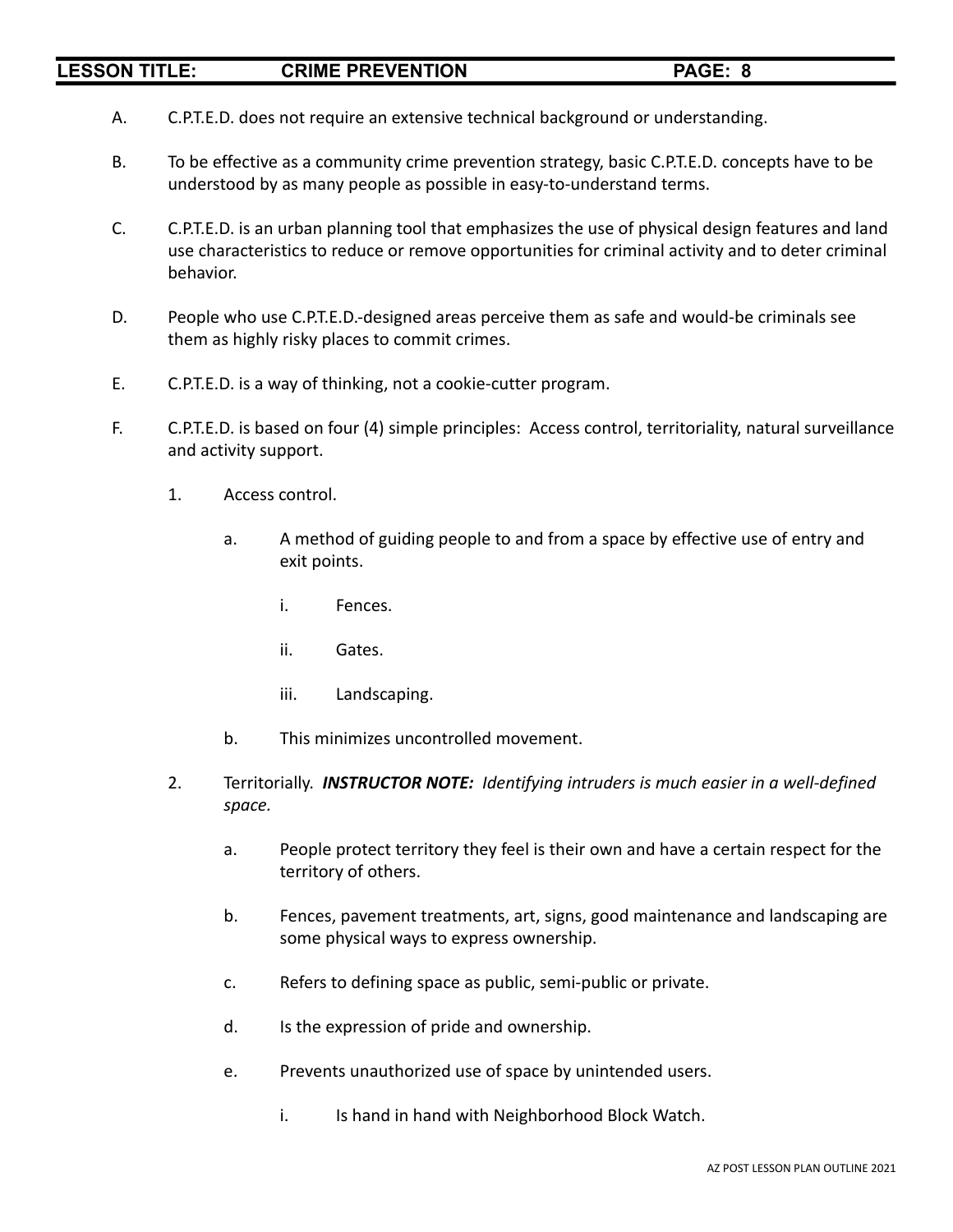A. C.P.T.E.D. does not require an extensive technical background or understanding.

B. To be effective as a community crime prevention strategy, basic C.P.T.E.D. concepts have to be understood by as many people as possible in easy-to-understand terms.

C. C.P.T.E.D. is an urban planning tool that emphasizes the use of physical design features and land use characteristics to reduce or remove opportunities for criminal activity and to deter criminal behavior.

D. People who use C.P.T.E.D.-designed areas perceive them as safe and would-be criminals see them as highly risky places to commit crimes.

E. C.P.T.E.D. is a way of thinking, not a cookie-cutter program.

F. C.P.T.E.D. is based on four (4) simple principles: Access control, territoriality, natural surveillance and activity support.

   1. Access control.

      a. A method of guiding people to and from a space by effective use of entry and exit points.

         i. Fences.

         ii. Gates.

         iii. Landscaping.

      b. This minimizes uncontrolled movement.

   2. Territorially. ***INSTRUCTOR NOTE:*** *Identifying intruders is much easier in a well-defined space.*

      a. People protect territory they feel is their own and have a certain respect for the territory of others.

      b. Fences, pavement treatments, art, signs, good maintenance and landscaping are some physical ways to express ownership.

      c. Refers to defining space as public, semi-public or private.

      d. Is the expression of pride and ownership.

      e. Prevents unauthorized use of space by unintended users.

         i. Is hand in hand with Neighborhood Block Watch.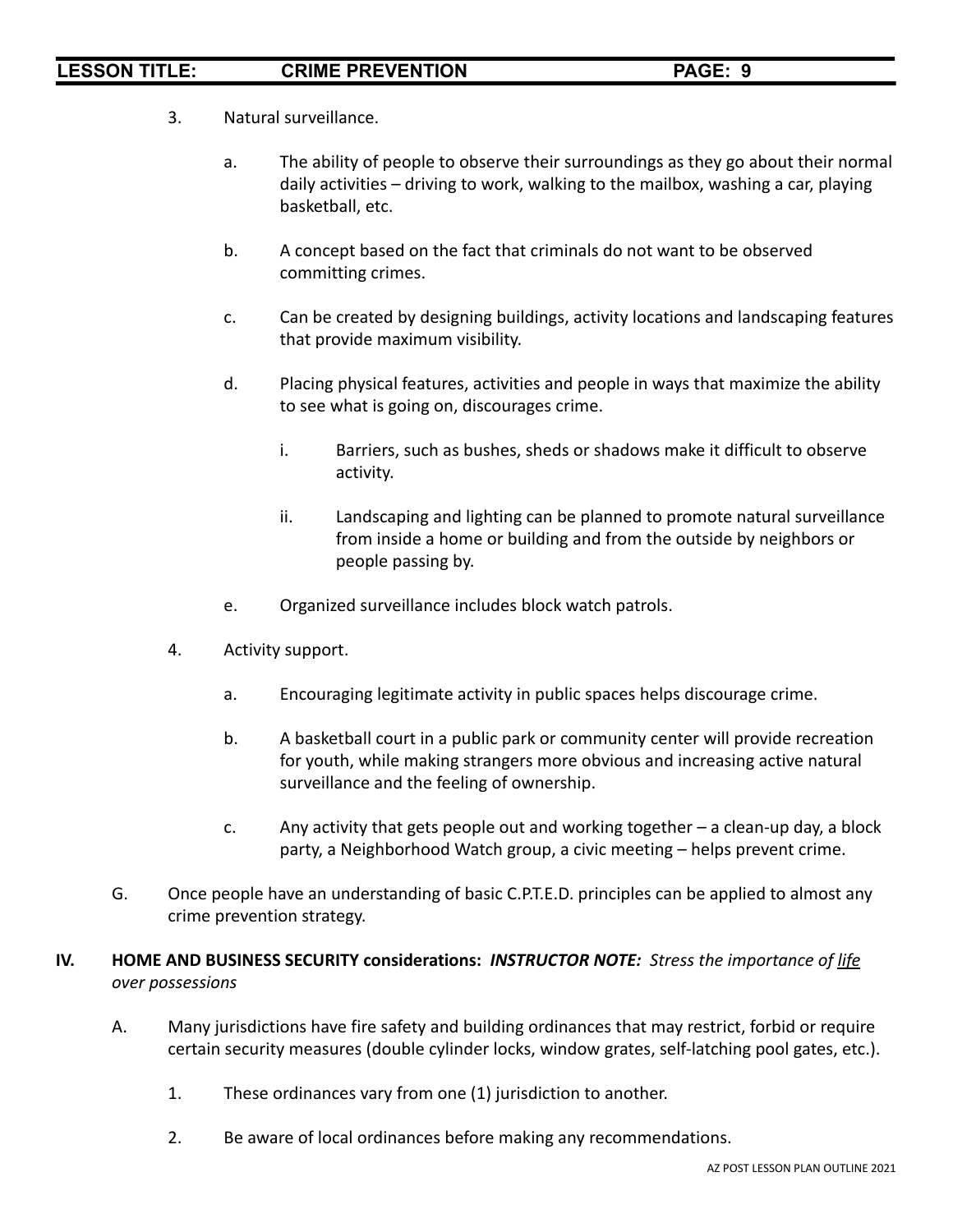3. Natural surveillance.

   a. The ability of people to observe their surroundings as they go about their normal daily activities – driving to work, walking to the mailbox, washing a car, playing basketball, etc.

   b. A concept based on the fact that criminals do not want to be observed committing crimes.

   c. Can be created by designing buildings, activity locations and landscaping features that provide maximum visibility.

   d. Placing physical features, activities and people in ways that maximize the ability to see what is going on, discourages crime.

      i. Barriers, such as bushes, sheds or shadows make it difficult to observe activity.

      ii. Landscaping and lighting can be planned to promote natural surveillance from inside a home or building and from the outside by neighbors or people passing by.

   e. Organized surveillance includes block watch patrols.

4. Activity support.

   a. Encouraging legitimate activity in public spaces helps discourage crime.

   b. A basketball court in a public park or community center will provide recreation for youth, while making strangers more obvious and increasing active natural surveillance and the feeling of ownership.

   c. Any activity that gets people out and working together – a clean-up day, a block party, a Neighborhood Watch group, a civic meeting – helps prevent crime.

G. Once people have an understanding of basic C.P.T.E.D. principles can be applied to almost any crime prevention strategy.

## IV. HOME AND BUSINESS SECURITY considerations: *INSTRUCTOR NOTE: Stress the importance of life over possessions*

A. Many jurisdictions have fire safety and building ordinances that may restrict, forbid or require certain security measures (double cylinder locks, window grates, self-latching pool gates, etc.).

   1. These ordinances vary from one (1) jurisdiction to another.

   2. Be aware of local ordinances before making any recommendations.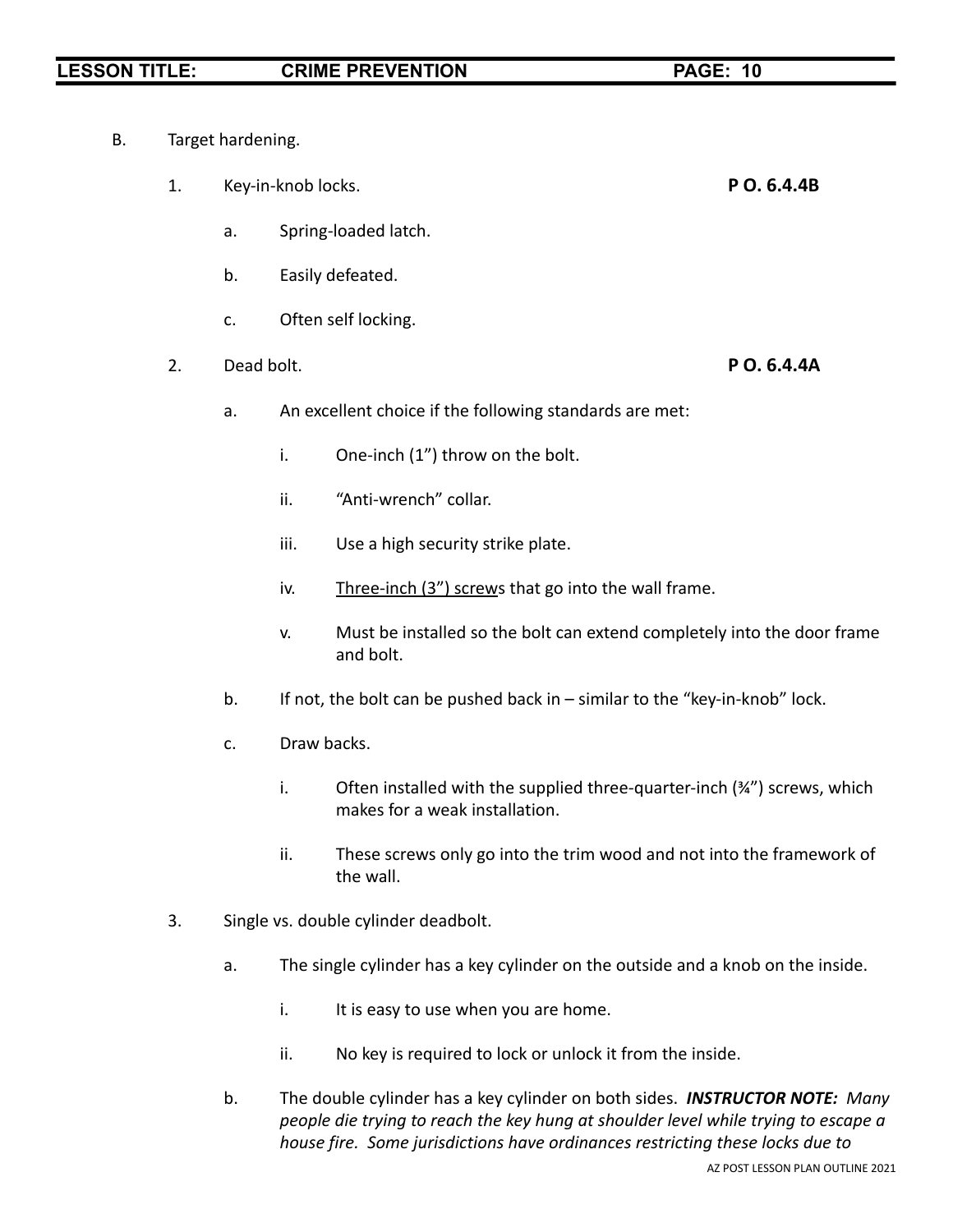B. Target hardening.

1. Key-in-knob locks. **P O. 6.4.4B**

   a. Spring-loaded latch.

   b. Easily defeated.

   c. Often self locking.

2. Dead bolt. **P O. 6.4.4A**

   a. An excellent choice if the following standards are met:

      i. One-inch (1") throw on the bolt.

      ii. "Anti-wrench" collar.

      iii. Use a high security strike plate.

      iv. <u>Three-inch (3") screw</u>s that go into the wall frame.

      v. Must be installed so the bolt can extend completely into the door frame and bolt.

   b. If not, the bolt can be pushed back in – similar to the "key-in-knob" lock.

   c. Draw backs.

      i. Often installed with the supplied three-quarter-inch (¾") screws, which makes for a weak installation.

      ii. These screws only go into the trim wood and not into the framework of the wall.

3. Single vs. double cylinder deadbolt.

   a. The single cylinder has a key cylinder on the outside and a knob on the inside.

      i. It is easy to use when you are home.

      ii. No key is required to lock or unlock it from the inside.

   b. The double cylinder has a key cylinder on both sides. ***INSTRUCTOR NOTE:*** *Many people die trying to reach the key hung at shoulder level while trying to escape a house fire. Some jurisdictions have ordinances restricting these locks due to*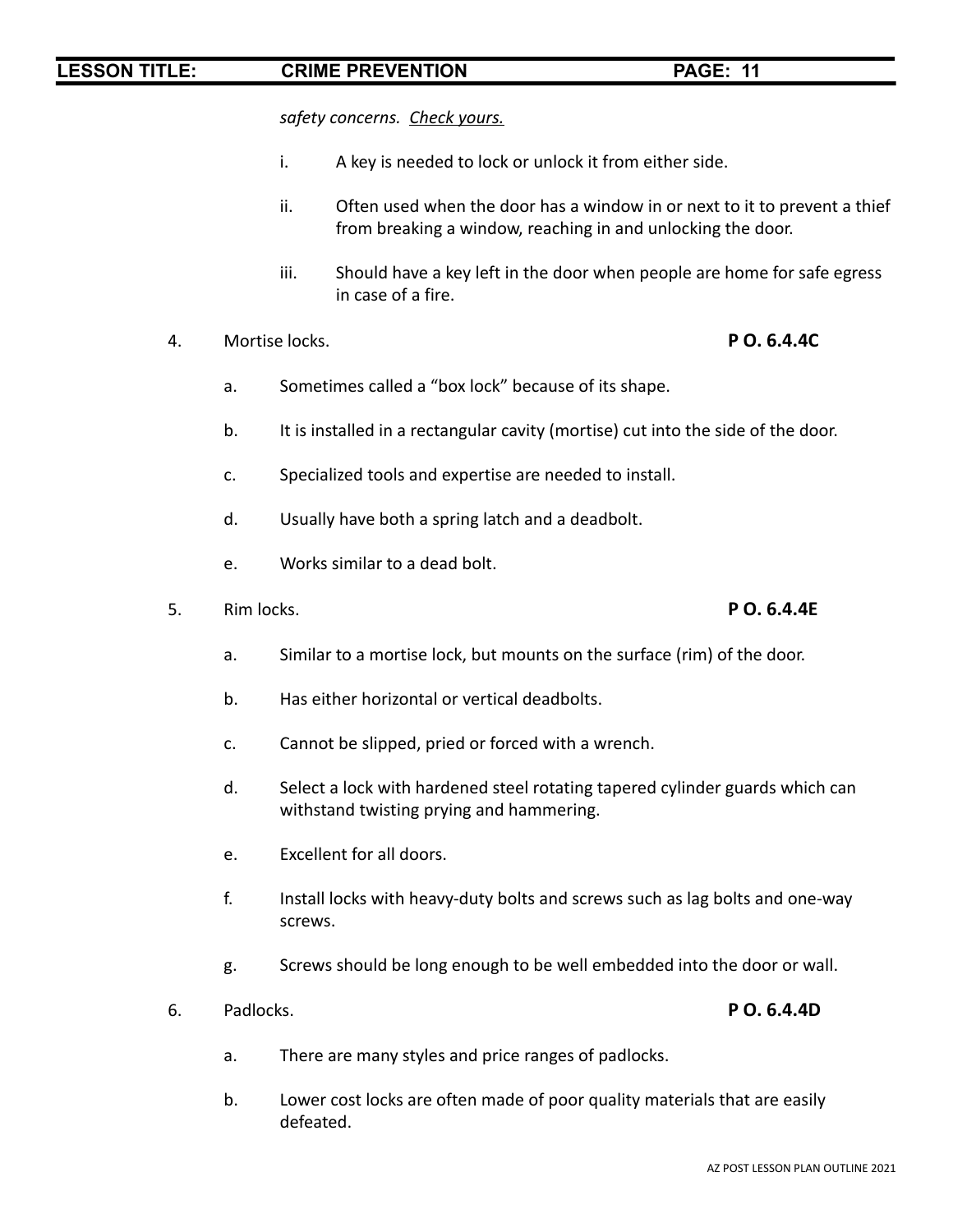*safety concerns. <u>Check yours.</u>*

i. A key is needed to lock or unlock it from either side.

ii. Often used when the door has a window in or next to it to prevent a thief from breaking a window, reaching in and unlocking the door.

iii. Should have a key left in the door when people are home for safe egress in case of a fire.

4. Mortise locks. **P O. 6.4.4C**

   a. Sometimes called a "box lock" because of its shape.

   b. It is installed in a rectangular cavity (mortise) cut into the side of the door.

   c. Specialized tools and expertise are needed to install.

   d. Usually have both a spring latch and a deadbolt.

   e. Works similar to a dead bolt.

5. Rim locks. **P O. 6.4.4E**

   a. Similar to a mortise lock, but mounts on the surface (rim) of the door.

   b. Has either horizontal or vertical deadbolts.

   c. Cannot be slipped, pried or forced with a wrench.

   d. Select a lock with hardened steel rotating tapered cylinder guards which can withstand twisting prying and hammering.

   e. Excellent for all doors.

   f. Install locks with heavy-duty bolts and screws such as lag bolts and one-way screws.

   g. Screws should be long enough to be well embedded into the door or wall.

6. Padlocks. **P O. 6.4.4D**

   a. There are many styles and price ranges of padlocks.

   b. Lower cost locks are often made of poor quality materials that are easily defeated.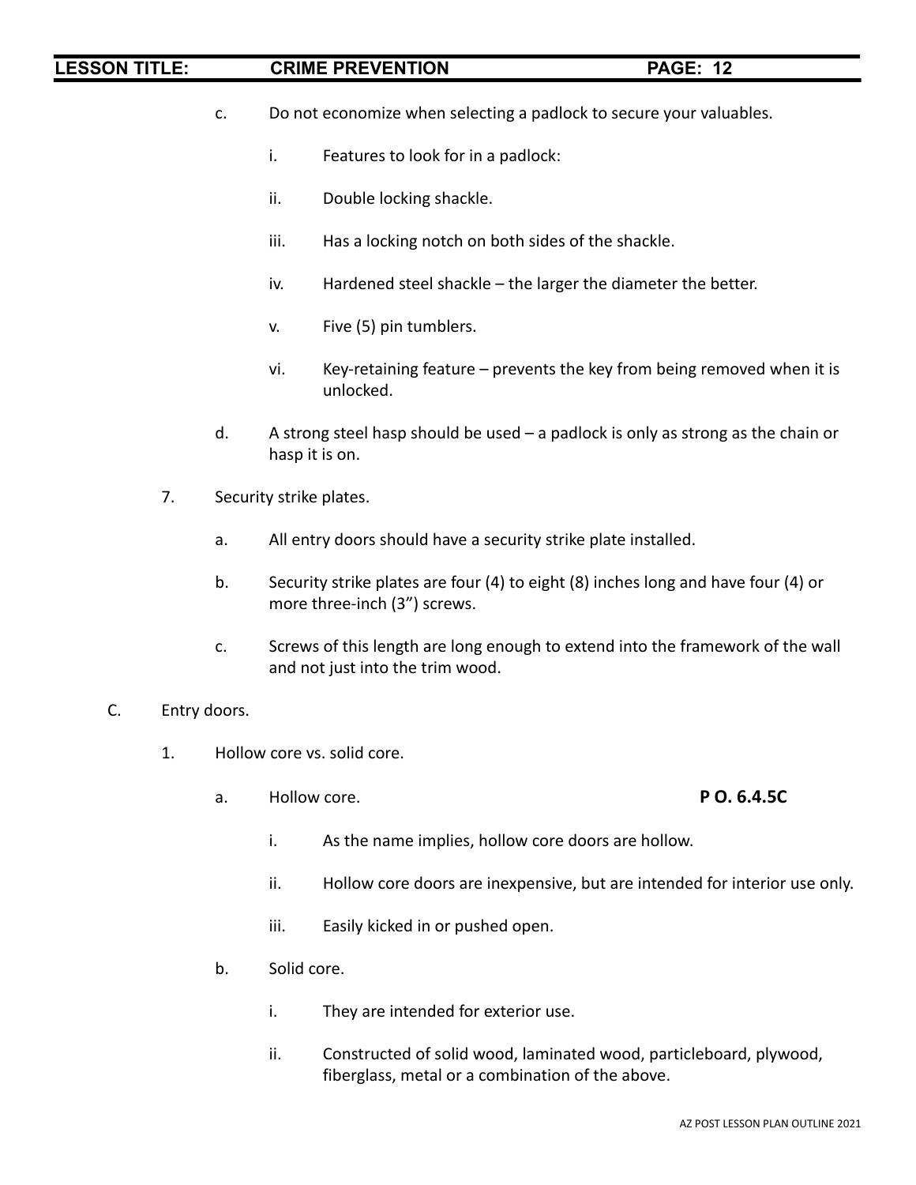c. Do not economize when selecting a padlock to secure your valuables.

   i. Features to look for in a padlock:

   ii. Double locking shackle.

   iii. Has a locking notch on both sides of the shackle.

   iv. Hardened steel shackle – the larger the diameter the better.

   v. Five (5) pin tumblers.

   vi. Key-retaining feature – prevents the key from being removed when it is unlocked.

d. A strong steel hasp should be used – a padlock is only as strong as the chain or hasp it is on.

7. Security strike plates.

   a. All entry doors should have a security strike plate installed.

   b. Security strike plates are four (4) to eight (8) inches long and have four (4) or more three-inch (3") screws.

   c. Screws of this length are long enough to extend into the framework of the wall and not just into the trim wood.

C. Entry doors.

   1. Hollow core vs. solid core.

      a. Hollow core. **P O. 6.4.5C**

         i. As the name implies, hollow core doors are hollow.

         ii. Hollow core doors are inexpensive, but are intended for interior use only.

         iii. Easily kicked in or pushed open.

      b. Solid core.

         i. They are intended for exterior use.

         ii. Constructed of solid wood, laminated wood, particleboard, plywood, fiberglass, metal or a combination of the above.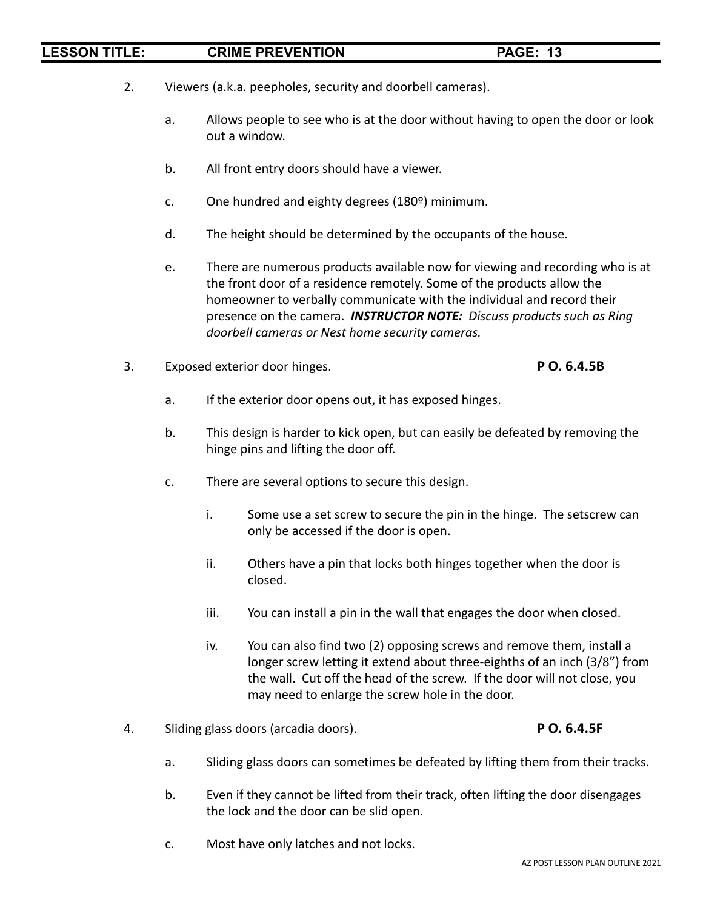2. Viewers (a.k.a. peepholes, security and doorbell cameras).

   a. Allows people to see who is at the door without having to open the door or look out a window.

   b. All front entry doors should have a viewer.

   c. One hundred and eighty degrees (180º) minimum.

   d. The height should be determined by the occupants of the house.

   e. There are numerous products available now for viewing and recording who is at the front door of a residence remotely. Some of the products allow the homeowner to verbally communicate with the individual and record their presence on the camera. ***INSTRUCTOR NOTE:*** *Discuss products such as Ring doorbell cameras or Nest home security cameras.*

3. Exposed exterior door hinges. **P O. 6.4.5B**

   a. If the exterior door opens out, it has exposed hinges.

   b. This design is harder to kick open, but can easily be defeated by removing the hinge pins and lifting the door off.

   c. There are several options to secure this design.

      i. Some use a set screw to secure the pin in the hinge. The setscrew can only be accessed if the door is open.

      ii. Others have a pin that locks both hinges together when the door is closed.

      iii. You can install a pin in the wall that engages the door when closed.

      iv. You can also find two (2) opposing screws and remove them, install a longer screw letting it extend about three-eighths of an inch (3/8") from the wall. Cut off the head of the screw. If the door will not close, you may need to enlarge the screw hole in the door.

4. Sliding glass doors (arcadia doors). **P O. 6.4.5F**

   a. Sliding glass doors can sometimes be defeated by lifting them from their tracks.

   b. Even if they cannot be lifted from their track, often lifting the door disengages the lock and the door can be slid open.

   c. Most have only latches and not locks.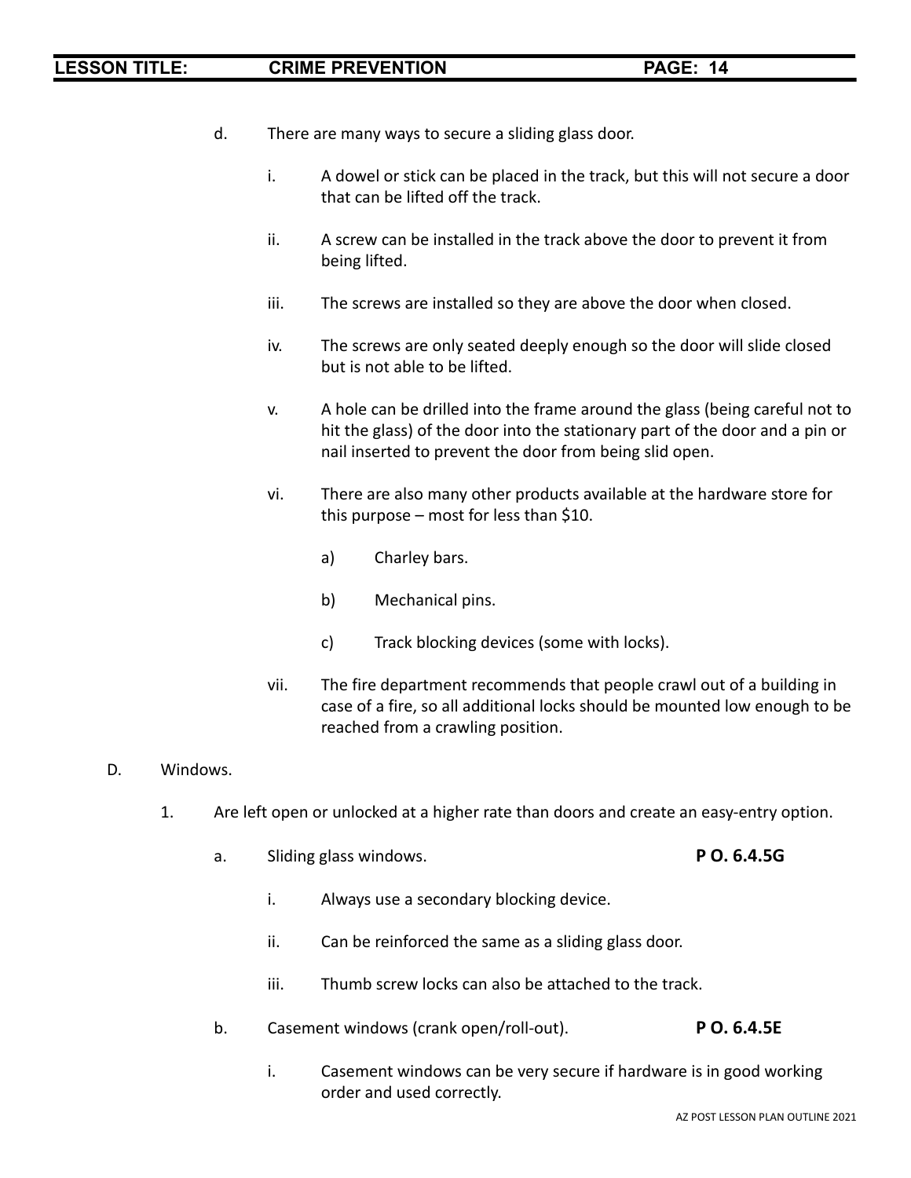d. There are many ways to secure a sliding glass door.

   i. A dowel or stick can be placed in the track, but this will not secure a door that can be lifted off the track.

   ii. A screw can be installed in the track above the door to prevent it from being lifted.

   iii. The screws are installed so they are above the door when closed.

   iv. The screws are only seated deeply enough so the door will slide closed but is not able to be lifted.

   v. A hole can be drilled into the frame around the glass (being careful not to hit the glass) of the door into the stationary part of the door and a pin or nail inserted to prevent the door from being slid open.

   vi. There are also many other products available at the hardware store for this purpose – most for less than $10.

      a) Charley bars.

      b) Mechanical pins.

      c) Track blocking devices (some with locks).

   vii. The fire department recommends that people crawl out of a building in case of a fire, so all additional locks should be mounted low enough to be reached from a crawling position.

D. Windows.

1. Are left open or unlocked at a higher rate than doors and create an easy-entry option.

   a. Sliding glass windows. **P O. 6.4.5G**

      i. Always use a secondary blocking device.

      ii. Can be reinforced the same as a sliding glass door.

      iii. Thumb screw locks can also be attached to the track.

   b. Casement windows (crank open/roll-out). **P O. 6.4.5E**

      i. Casement windows can be very secure if hardware is in good working order and used correctly.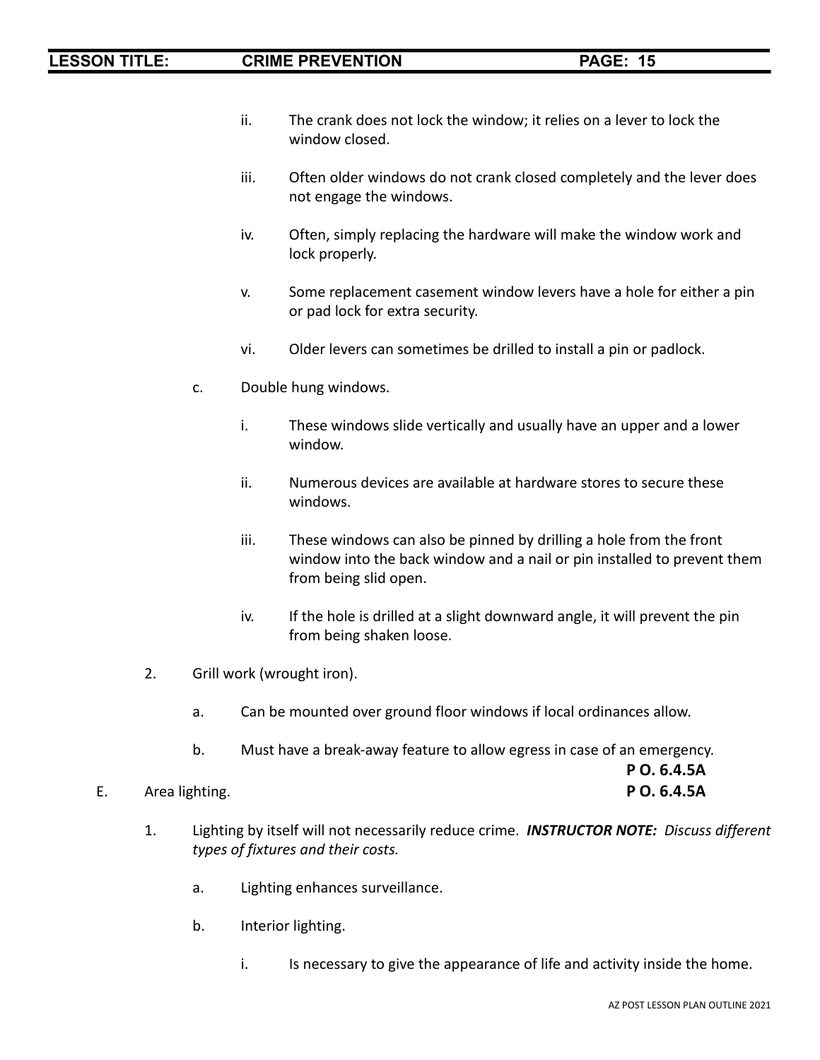ii. The crank does not lock the window; it relies on a lever to lock the window closed.

iii. Often older windows do not crank closed completely and the lever does not engage the windows.

iv. Often, simply replacing the hardware will make the window work and lock properly.

v. Some replacement casement window levers have a hole for either a pin or pad lock for extra security.

vi. Older levers can sometimes be drilled to install a pin or padlock.

c. Double hung windows.

i. These windows slide vertically and usually have an upper and a lower window.

ii. Numerous devices are available at hardware stores to secure these windows.

iii. These windows can also be pinned by drilling a hole from the front window into the back window and a nail or pin installed to prevent them from being slid open.

iv. If the hole is drilled at a slight downward angle, it will prevent the pin from being shaken loose.

2. Grill work (wrought iron).

a. Can be mounted over ground floor windows if local ordinances allow.

b. Must have a break-away feature to allow egress in case of an emergency.

**P O. 6.4.5A**

E. Area lighting. **P O. 6.4.5A**

1. Lighting by itself will not necessarily reduce crime. ***INSTRUCTOR NOTE:*** *Discuss different types of fixtures and their costs.*

a. Lighting enhances surveillance.

b. Interior lighting.

i. Is necessary to give the appearance of life and activity inside the home.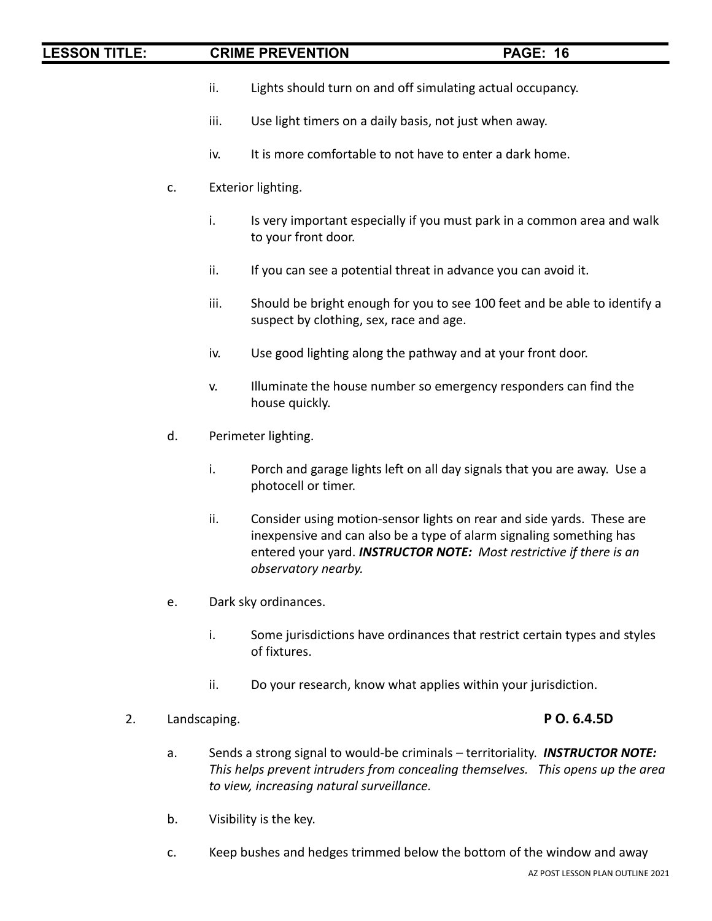ii. Lights should turn on and off simulating actual occupancy.

iii. Use light timers on a daily basis, not just when away.

iv. It is more comfortable to not have to enter a dark home.

c. Exterior lighting.

i. Is very important especially if you must park in a common area and walk to your front door.

ii. If you can see a potential threat in advance you can avoid it.

iii. Should be bright enough for you to see 100 feet and be able to identify a suspect by clothing, sex, race and age.

iv. Use good lighting along the pathway and at your front door.

v. Illuminate the house number so emergency responders can find the house quickly.

d. Perimeter lighting.

i. Porch and garage lights left on all day signals that you are away. Use a photocell or timer.

ii. Consider using motion-sensor lights on rear and side yards. These are inexpensive and can also be a type of alarm signaling something has entered your yard. ***INSTRUCTOR NOTE:*** *Most restrictive if there is an observatory nearby.*

e. Dark sky ordinances.

i. Some jurisdictions have ordinances that restrict certain types and styles of fixtures.

ii. Do your research, know what applies within your jurisdiction.

2. Landscaping. **P O. 6.4.5D**

a. Sends a strong signal to would-be criminals – territoriality. ***INSTRUCTOR NOTE:*** *This helps prevent intruders from concealing themselves. This opens up the area to view, increasing natural surveillance.*

b. Visibility is the key.

c. Keep bushes and hedges trimmed below the bottom of the window and away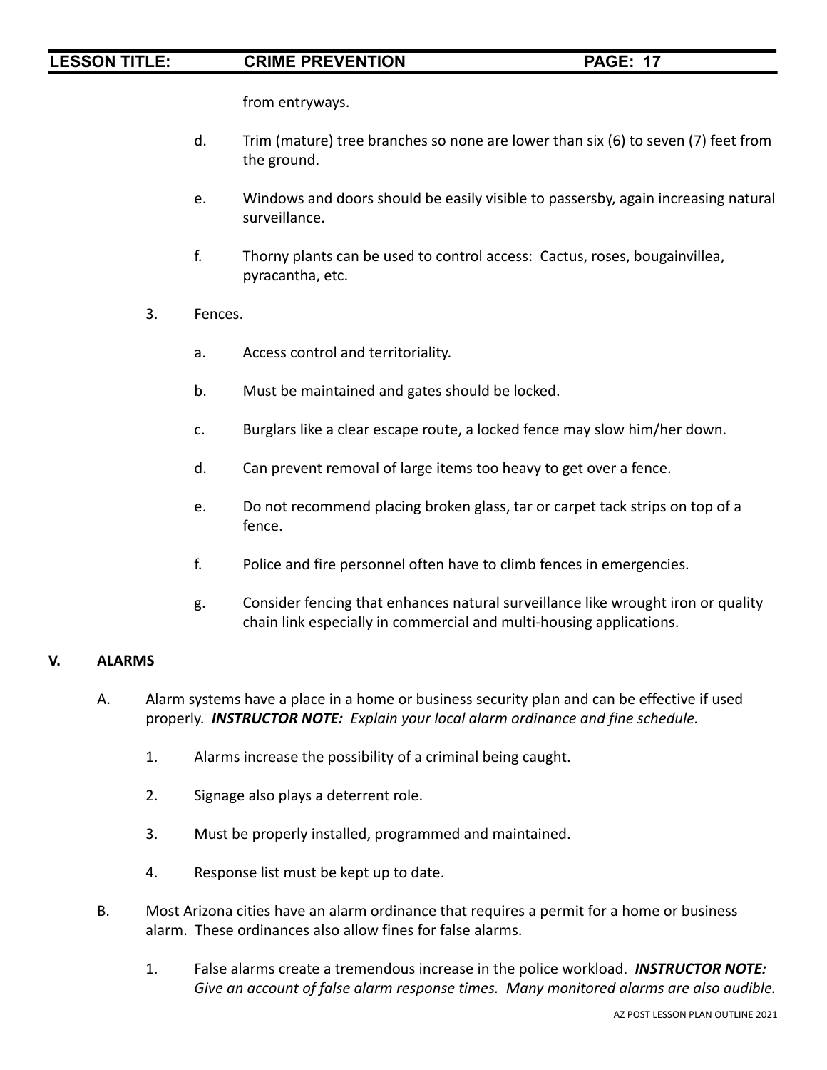from entryways.

d. Trim (mature) tree branches so none are lower than six (6) to seven (7) feet from the ground.

e. Windows and doors should be easily visible to passersby, again increasing natural surveillance.

f. Thorny plants can be used to control access: Cactus, roses, bougainvillea, pyracantha, etc.

3. Fences.

a. Access control and territoriality.

b. Must be maintained and gates should be locked.

c. Burglars like a clear escape route, a locked fence may slow him/her down.

d. Can prevent removal of large items too heavy to get over a fence.

e. Do not recommend placing broken glass, tar or carpet tack strips on top of a fence.

f. Police and fire personnel often have to climb fences in emergencies.

g. Consider fencing that enhances natural surveillance like wrought iron or quality chain link especially in commercial and multi-housing applications.

## V. ALARMS

A. Alarm systems have a place in a home or business security plan and can be effective if used properly. ***INSTRUCTOR NOTE:*** *Explain your local alarm ordinance and fine schedule.*

1. Alarms increase the possibility of a criminal being caught.

2. Signage also plays a deterrent role.

3. Must be properly installed, programmed and maintained.

4. Response list must be kept up to date.

B. Most Arizona cities have an alarm ordinance that requires a permit for a home or business alarm. These ordinances also allow fines for false alarms.

1. False alarms create a tremendous increase in the police workload. ***INSTRUCTOR NOTE:*** *Give an account of false alarm response times. Many monitored alarms are also audible.*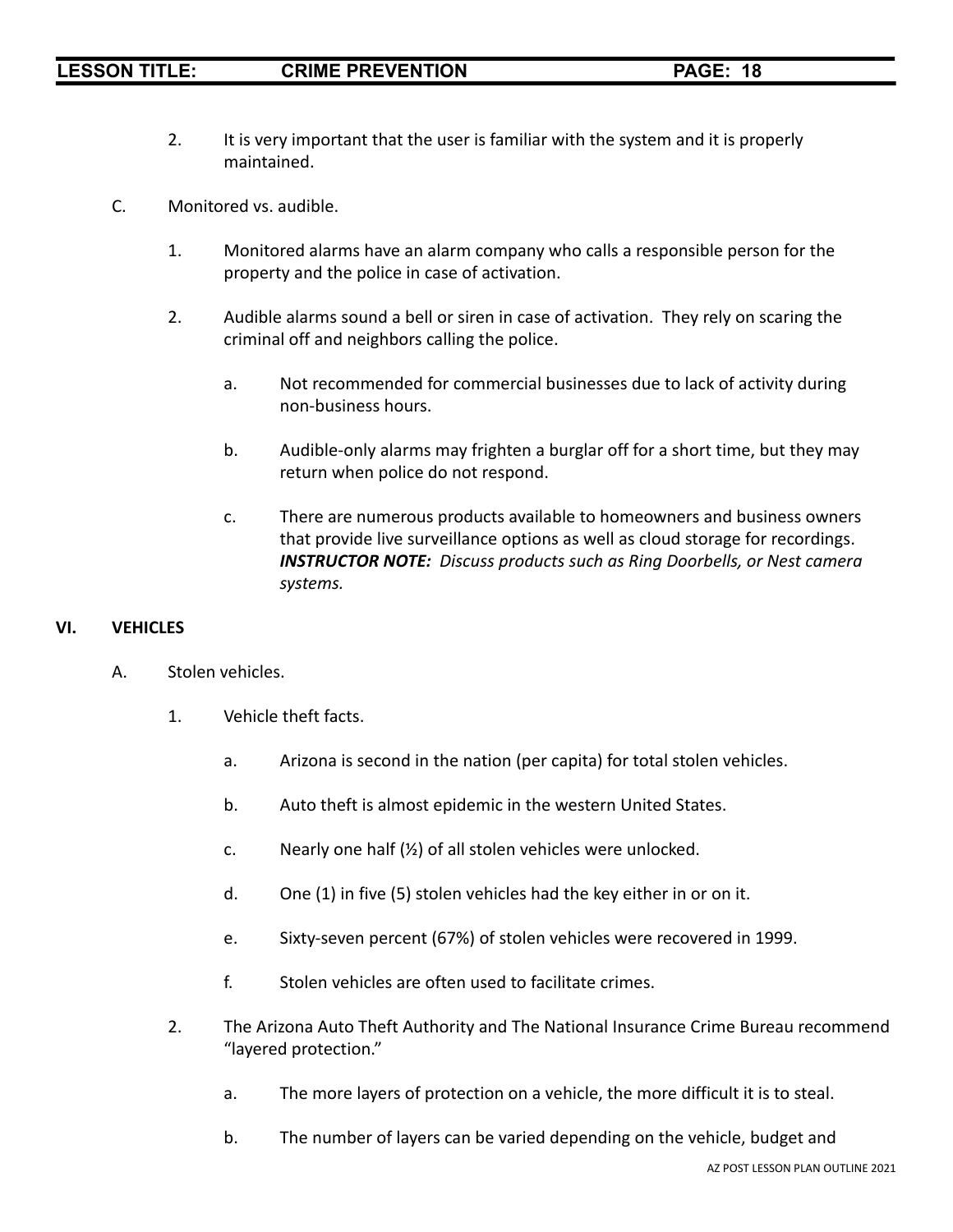2. It is very important that the user is familiar with the system and it is properly maintained.

C. Monitored vs. audible.

1. Monitored alarms have an alarm company who calls a responsible person for the property and the police in case of activation.

2. Audible alarms sound a bell or siren in case of activation. They rely on scaring the criminal off and neighbors calling the police.

   a. Not recommended for commercial businesses due to lack of activity during non-business hours.

   b. Audible-only alarms may frighten a burglar off for a short time, but they may return when police do not respond.

   c. There are numerous products available to homeowners and business owners that provide live surveillance options as well as cloud storage for recordings. ***INSTRUCTOR NOTE:*** *Discuss products such as Ring Doorbells, or Nest camera systems.*

## VI. VEHICLES

A. Stolen vehicles.

1. Vehicle theft facts.

   a. Arizona is second in the nation (per capita) for total stolen vehicles.

   b. Auto theft is almost epidemic in the western United States.

   c. Nearly one half (½) of all stolen vehicles were unlocked.

   d. One (1) in five (5) stolen vehicles had the key either in or on it.

   e. Sixty-seven percent (67%) of stolen vehicles were recovered in 1999.

   f. Stolen vehicles are often used to facilitate crimes.

2. The Arizona Auto Theft Authority and The National Insurance Crime Bureau recommend "layered protection."

   a. The more layers of protection on a vehicle, the more difficult it is to steal.

   b. The number of layers can be varied depending on the vehicle, budget and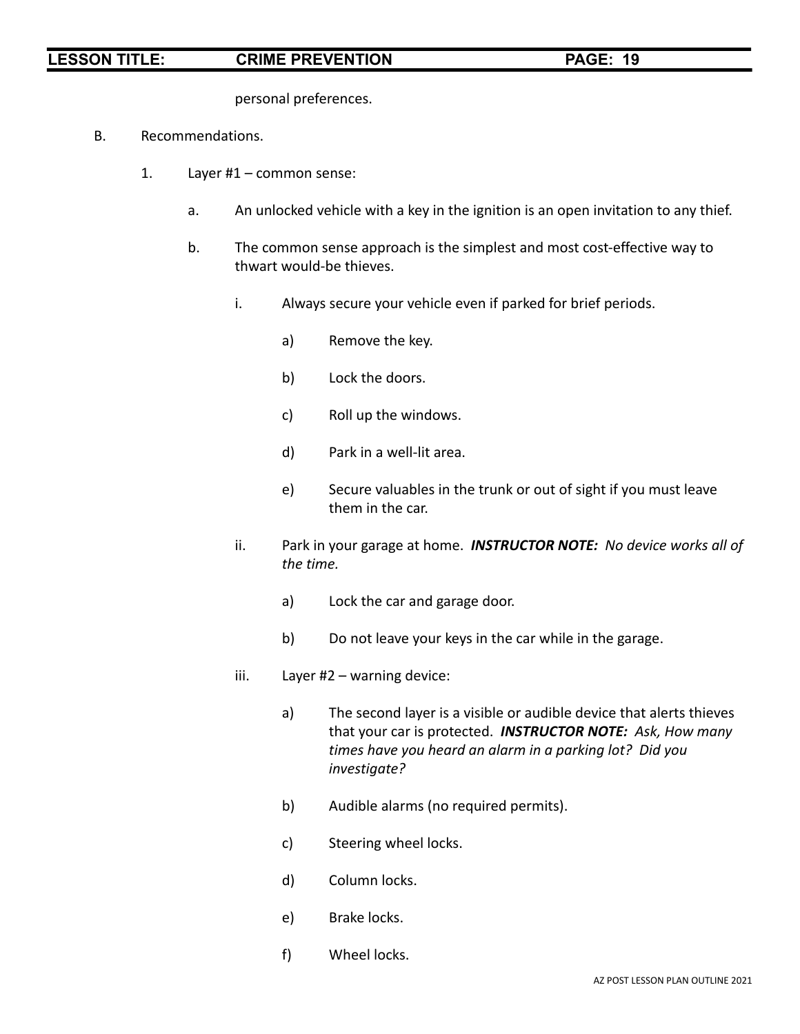personal preferences.

B. Recommendations.

1. Layer #1 – common sense:

   a. An unlocked vehicle with a key in the ignition is an open invitation to any thief.

   b. The common sense approach is the simplest and most cost-effective way to thwart would-be thieves.

      i. Always secure your vehicle even if parked for brief periods.

         a) Remove the key.

         b) Lock the doors.

         c) Roll up the windows.

         d) Park in a well-lit area.

         e) Secure valuables in the trunk or out of sight if you must leave them in the car.

      ii. Park in your garage at home. ***INSTRUCTOR NOTE:*** *No device works all of the time.*

         a) Lock the car and garage door.

         b) Do not leave your keys in the car while in the garage.

      iii. Layer #2 – warning device:

         a) The second layer is a visible or audible device that alerts thieves that your car is protected. ***INSTRUCTOR NOTE:*** *Ask, How many times have you heard an alarm in a parking lot? Did you investigate?*

         b) Audible alarms (no required permits).

         c) Steering wheel locks.

         d) Column locks.

         e) Brake locks.

         f) Wheel locks.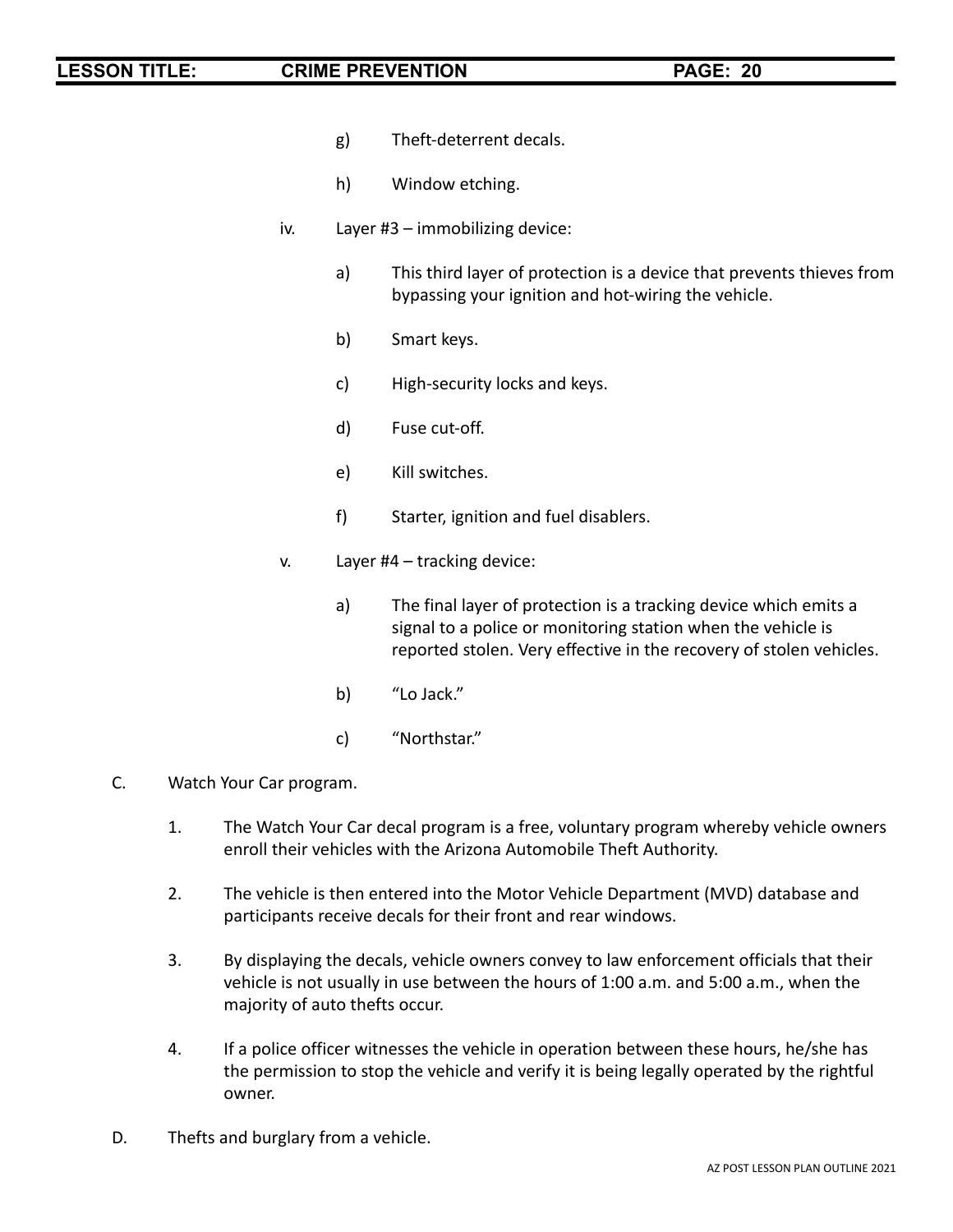g) Theft-deterrent decals.

h) Window etching.

iv. Layer #3 – immobilizing device:

a) This third layer of protection is a device that prevents thieves from bypassing your ignition and hot-wiring the vehicle.

b) Smart keys.

c) High-security locks and keys.

d) Fuse cut-off.

e) Kill switches.

f) Starter, ignition and fuel disablers.

v. Layer #4 – tracking device:

a) The final layer of protection is a tracking device which emits a signal to a police or monitoring station when the vehicle is reported stolen. Very effective in the recovery of stolen vehicles.

b) "Lo Jack."

c) "Northstar."

C. Watch Your Car program.

1. The Watch Your Car decal program is a free, voluntary program whereby vehicle owners enroll their vehicles with the Arizona Automobile Theft Authority.

2. The vehicle is then entered into the Motor Vehicle Department (MVD) database and participants receive decals for their front and rear windows.

3. By displaying the decals, vehicle owners convey to law enforcement officials that their vehicle is not usually in use between the hours of 1:00 a.m. and 5:00 a.m., when the majority of auto thefts occur.

4. If a police officer witnesses the vehicle in operation between these hours, he/she has the permission to stop the vehicle and verify it is being legally operated by the rightful owner.

D. Thefts and burglary from a vehicle.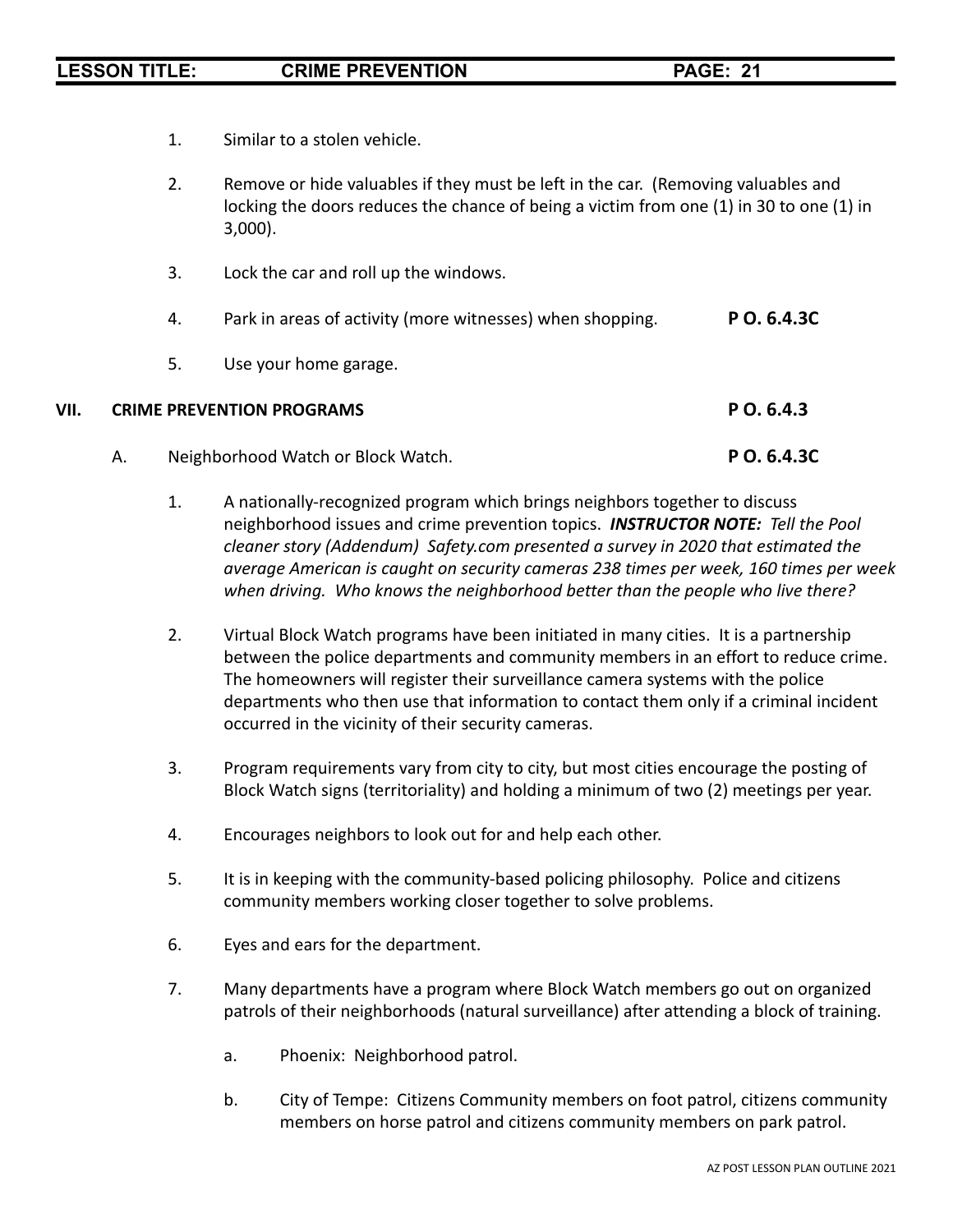1. Similar to a stolen vehicle.

2. Remove or hide valuables if they must be left in the car. (Removing valuables and locking the doors reduces the chance of being a victim from one (1) in 30 to one (1) in 3,000).

3. Lock the car and roll up the windows.

4. Park in areas of activity (more witnesses) when shopping. **P O. 6.4.3C**

5. Use your home garage.

## VII. CRIME PREVENTION PROGRAMS **P O. 6.4.3**

A. Neighborhood Watch or Block Watch. **P O. 6.4.3C**

1. A nationally-recognized program which brings neighbors together to discuss neighborhood issues and crime prevention topics. ***INSTRUCTOR NOTE:*** *Tell the Pool cleaner story (Addendum) Safety.com presented a survey in 2020 that estimated the average American is caught on security cameras 238 times per week, 160 times per week when driving. Who knows the neighborhood better than the people who live there?*

2. Virtual Block Watch programs have been initiated in many cities. It is a partnership between the police departments and community members in an effort to reduce crime. The homeowners will register their surveillance camera systems with the police departments who then use that information to contact them only if a criminal incident occurred in the vicinity of their security cameras.

3. Program requirements vary from city to city, but most cities encourage the posting of Block Watch signs (territoriality) and holding a minimum of two (2) meetings per year.

4. Encourages neighbors to look out for and help each other.

5. It is in keeping with the community-based policing philosophy. Police and citizens community members working closer together to solve problems.

6. Eyes and ears for the department.

7. Many departments have a program where Block Watch members go out on organized patrols of their neighborhoods (natural surveillance) after attending a block of training.

   a. Phoenix: Neighborhood patrol.

   b. City of Tempe: Citizens Community members on foot patrol, citizens community members on horse patrol and citizens community members on park patrol.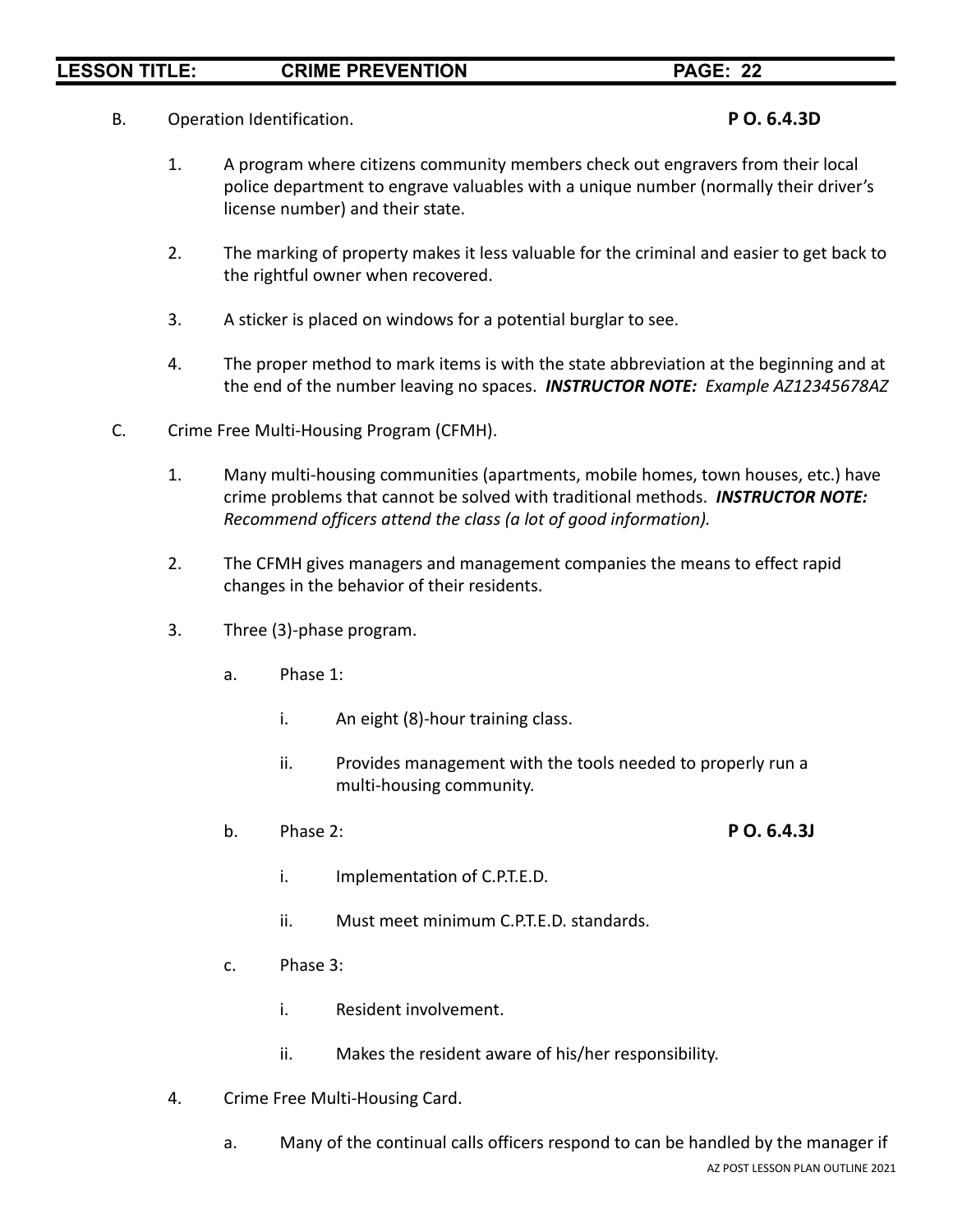B. Operation Identification. **P O. 6.4.3D**

1. A program where citizens community members check out engravers from their local police department to engrave valuables with a unique number (normally their driver's license number) and their state.

2. The marking of property makes it less valuable for the criminal and easier to get back to the rightful owner when recovered.

3. A sticker is placed on windows for a potential burglar to see.

4. The proper method to mark items is with the state abbreviation at the beginning and at the end of the number leaving no spaces. ***INSTRUCTOR NOTE:*** *Example AZ12345678AZ*

C. Crime Free Multi-Housing Program (CFMH).

1. Many multi-housing communities (apartments, mobile homes, town houses, etc.) have crime problems that cannot be solved with traditional methods. ***INSTRUCTOR NOTE:*** *Recommend officers attend the class (a lot of good information).*

2. The CFMH gives managers and management companies the means to effect rapid changes in the behavior of their residents.

3. Three (3)-phase program.

   a. Phase 1:

      i. An eight (8)-hour training class.

      ii. Provides management with the tools needed to properly run a multi-housing community.

   b. Phase 2: **P O. 6.4.3J**

      i. Implementation of C.P.T.E.D.

      ii. Must meet minimum C.P.T.E.D. standards.

   c. Phase 3:

      i. Resident involvement.

      ii. Makes the resident aware of his/her responsibility.

4. Crime Free Multi-Housing Card.

   a. Many of the continual calls officers respond to can be handled by the manager if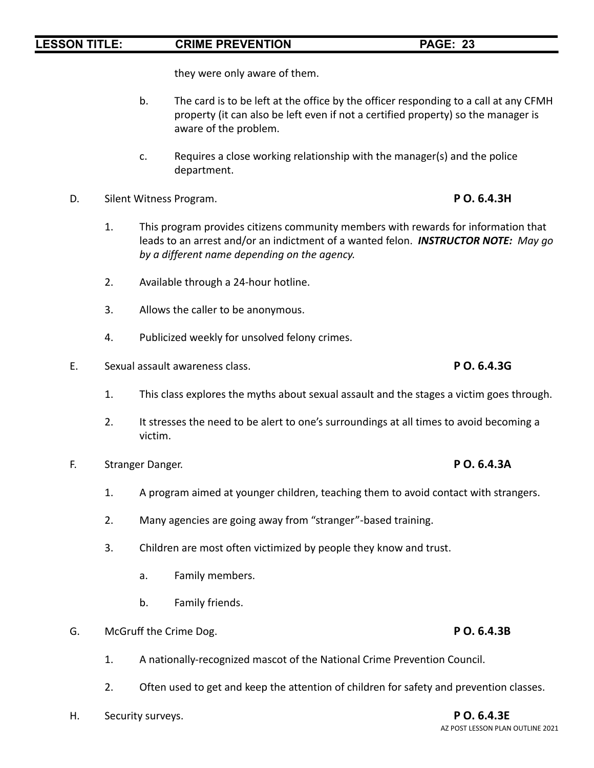they were only aware of them.

b. The card is to be left at the office by the officer responding to a call at any CFMH property (it can also be left even if not a certified property) so the manager is aware of the problem.

c. Requires a close working relationship with the manager(s) and the police department.

D. Silent Witness Program. **P O. 6.4.3H**

1. This program provides citizens community members with rewards for information that leads to an arrest and/or an indictment of a wanted felon. ***INSTRUCTOR NOTE:*** *May go by a different name depending on the agency.*

2. Available through a 24-hour hotline.

3. Allows the caller to be anonymous.

4. Publicized weekly for unsolved felony crimes.

E. Sexual assault awareness class. **P O. 6.4.3G**

1. This class explores the myths about sexual assault and the stages a victim goes through.

2. It stresses the need to be alert to one's surroundings at all times to avoid becoming a victim.

F. Stranger Danger. **P O. 6.4.3A**

1. A program aimed at younger children, teaching them to avoid contact with strangers.

2. Many agencies are going away from "stranger"-based training.

3. Children are most often victimized by people they know and trust.

   a. Family members.

   b. Family friends.

G. McGruff the Crime Dog. **P O. 6.4.3B**

1. A nationally-recognized mascot of the National Crime Prevention Council.

2. Often used to get and keep the attention of children for safety and prevention classes.

H. Security surveys. **P O. 6.4.3E**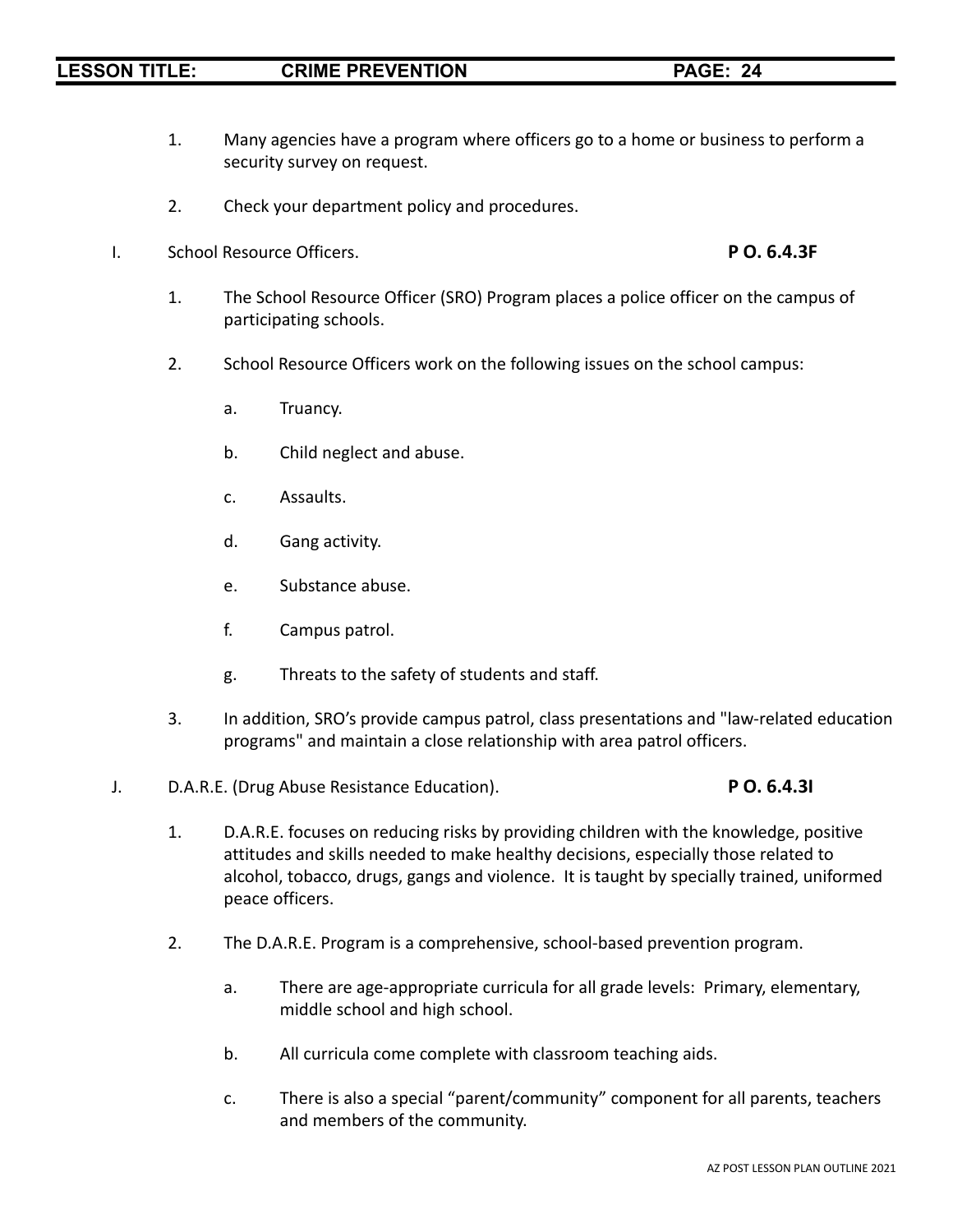1. Many agencies have a program where officers go to a home or business to perform a security survey on request.

2. Check your department policy and procedures.

I. School Resource Officers. **P O. 6.4.3F**

1. The School Resource Officer (SRO) Program places a police officer on the campus of participating schools.

2. School Resource Officers work on the following issues on the school campus:

   a. Truancy.

   b. Child neglect and abuse.

   c. Assaults.

   d. Gang activity.

   e. Substance abuse.

   f. Campus patrol.

   g. Threats to the safety of students and staff.

3. In addition, SRO's provide campus patrol, class presentations and "law-related education programs" and maintain a close relationship with area patrol officers.

J. D.A.R.E. (Drug Abuse Resistance Education). **P O. 6.4.3I**

1. D.A.R.E. focuses on reducing risks by providing children with the knowledge, positive attitudes and skills needed to make healthy decisions, especially those related to alcohol, tobacco, drugs, gangs and violence. It is taught by specially trained, uniformed peace officers.

2. The D.A.R.E. Program is a comprehensive, school-based prevention program.

   a. There are age-appropriate curricula for all grade levels: Primary, elementary, middle school and high school.

   b. All curricula come complete with classroom teaching aids.

   c. There is also a special "parent/community" component for all parents, teachers and members of the community.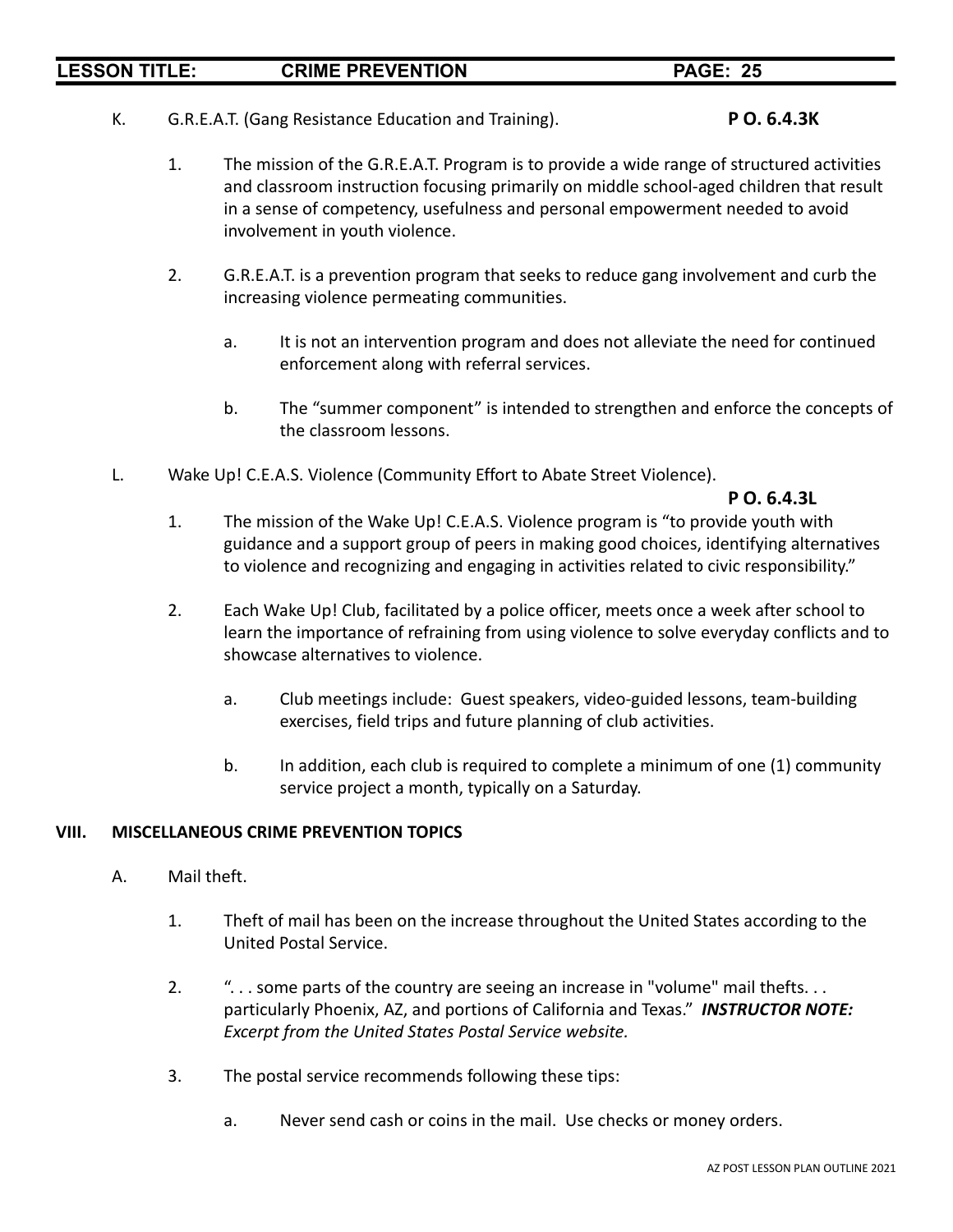K. G.R.E.A.T. (Gang Resistance Education and Training). **P O. 6.4.3K**

1. The mission of the G.R.E.A.T. Program is to provide a wide range of structured activities and classroom instruction focusing primarily on middle school-aged children that result in a sense of competency, usefulness and personal empowerment needed to avoid involvement in youth violence.

2. G.R.E.A.T. is a prevention program that seeks to reduce gang involvement and curb the increasing violence permeating communities.

   a. It is not an intervention program and does not alleviate the need for continued enforcement along with referral services.

   b. The "summer component" is intended to strengthen and enforce the concepts of the classroom lessons.

L. Wake Up! C.E.A.S. Violence (Community Effort to Abate Street Violence). **P O. 6.4.3L**

1. The mission of the Wake Up! C.E.A.S. Violence program is "to provide youth with guidance and a support group of peers in making good choices, identifying alternatives to violence and recognizing and engaging in activities related to civic responsibility."

2. Each Wake Up! Club, facilitated by a police officer, meets once a week after school to learn the importance of refraining from using violence to solve everyday conflicts and to showcase alternatives to violence.

   a. Club meetings include: Guest speakers, video-guided lessons, team-building exercises, field trips and future planning of club activities.

   b. In addition, each club is required to complete a minimum of one (1) community service project a month, typically on a Saturday.

## VIII. MISCELLANEOUS CRIME PREVENTION TOPICS

A. Mail theft.

1. Theft of mail has been on the increase throughout the United States according to the United Postal Service.

2. ". . . some parts of the country are seeing an increase in "volume" mail thefts. . . particularly Phoenix, AZ, and portions of California and Texas." ***INSTRUCTOR NOTE:*** *Excerpt from the United States Postal Service website.*

3. The postal service recommends following these tips:

   a. Never send cash or coins in the mail. Use checks or money orders.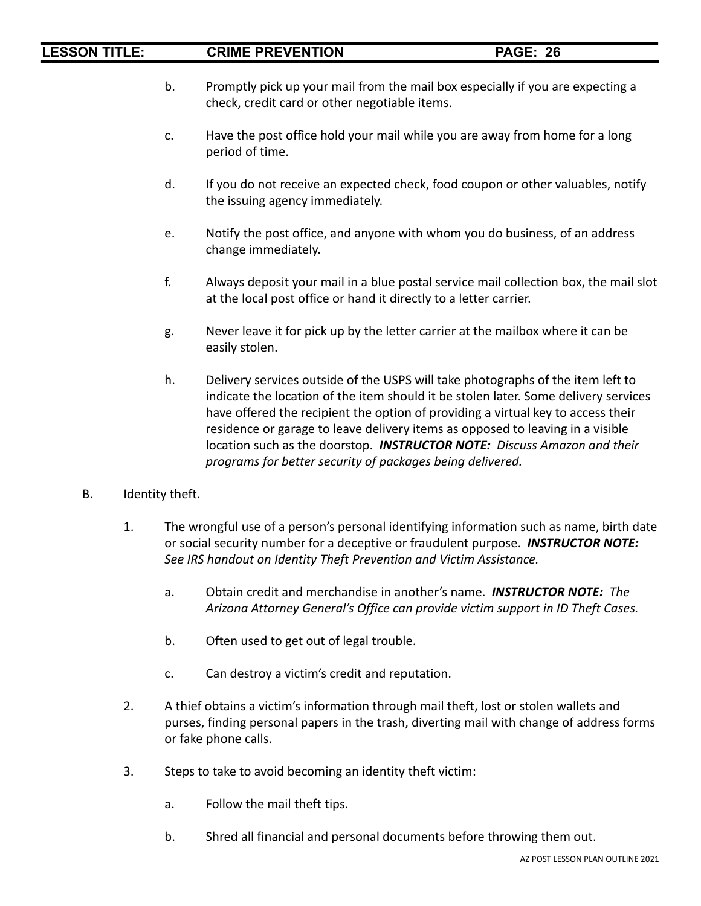b. Promptly pick up your mail from the mail box especially if you are expecting a check, credit card or other negotiable items.

c. Have the post office hold your mail while you are away from home for a long period of time.

d. If you do not receive an expected check, food coupon or other valuables, notify the issuing agency immediately.

e. Notify the post office, and anyone with whom you do business, of an address change immediately.

f. Always deposit your mail in a blue postal service mail collection box, the mail slot at the local post office or hand it directly to a letter carrier.

g. Never leave it for pick up by the letter carrier at the mailbox where it can be easily stolen.

h. Delivery services outside of the USPS will take photographs of the item left to indicate the location of the item should it be stolen later. Some delivery services have offered the recipient the option of providing a virtual key to access their residence or garage to leave delivery items as opposed to leaving in a visible location such as the doorstop. ***INSTRUCTOR NOTE:*** *Discuss Amazon and their programs for better security of packages being delivered.*

B. Identity theft.

1. The wrongful use of a person's personal identifying information such as name, birth date or social security number for a deceptive or fraudulent purpose. ***INSTRUCTOR NOTE:*** *See IRS handout on Identity Theft Prevention and Victim Assistance.*

   a. Obtain credit and merchandise in another's name. ***INSTRUCTOR NOTE:*** *The Arizona Attorney General's Office can provide victim support in ID Theft Cases.*

   b. Often used to get out of legal trouble.

   c. Can destroy a victim's credit and reputation.

2. A thief obtains a victim's information through mail theft, lost or stolen wallets and purses, finding personal papers in the trash, diverting mail with change of address forms or fake phone calls.

3. Steps to take to avoid becoming an identity theft victim:

   a. Follow the mail theft tips.

   b. Shred all financial and personal documents before throwing them out.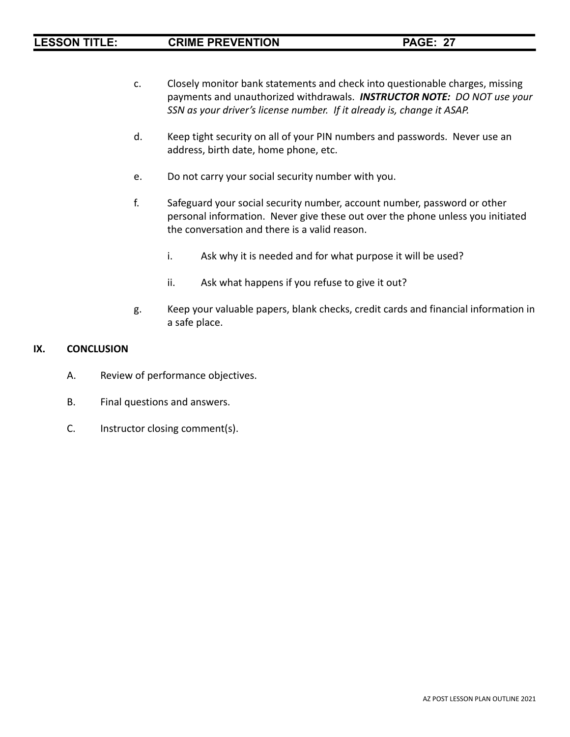c. Closely monitor bank statements and check into questionable charges, missing payments and unauthorized withdrawals. ***INSTRUCTOR NOTE:*** *DO NOT use your SSN as your driver's license number. If it already is, change it ASAP.*

d. Keep tight security on all of your PIN numbers and passwords. Never use an address, birth date, home phone, etc.

e. Do not carry your social security number with you.

f. Safeguard your social security number, account number, password or other personal information. Never give these out over the phone unless you initiated the conversation and there is a valid reason.

   i. Ask why it is needed and for what purpose it will be used?

   ii. Ask what happens if you refuse to give it out?

g. Keep your valuable papers, blank checks, credit cards and financial information in a safe place.

## IX. CONCLUSION

A. Review of performance objectives.

B. Final questions and answers.

C. Instructor closing comment(s).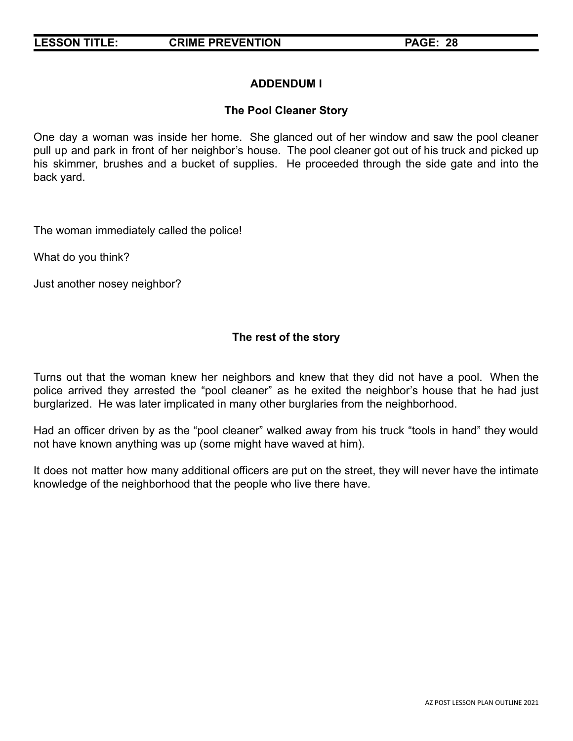## ADDENDUM I

### The Pool Cleaner Story

One day a woman was inside her home. She glanced out of her window and saw the pool cleaner pull up and park in front of her neighbor's house. The pool cleaner got out of his truck and picked up his skimmer, brushes and a bucket of supplies. He proceeded through the side gate and into the back yard.

The woman immediately called the police!

What do you think?

Just another nosey neighbor?

### The rest of the story

Turns out that the woman knew her neighbors and knew that they did not have a pool. When the police arrived they arrested the "pool cleaner" as he exited the neighbor's house that he had just burglarized. He was later implicated in many other burglaries from the neighborhood.

Had an officer driven by as the "pool cleaner" walked away from his truck "tools in hand" they would not have known anything was up (some might have waved at him).

It does not matter how many additional officers are put on the street, they will never have the intimate knowledge of the neighborhood that the people who live there have.